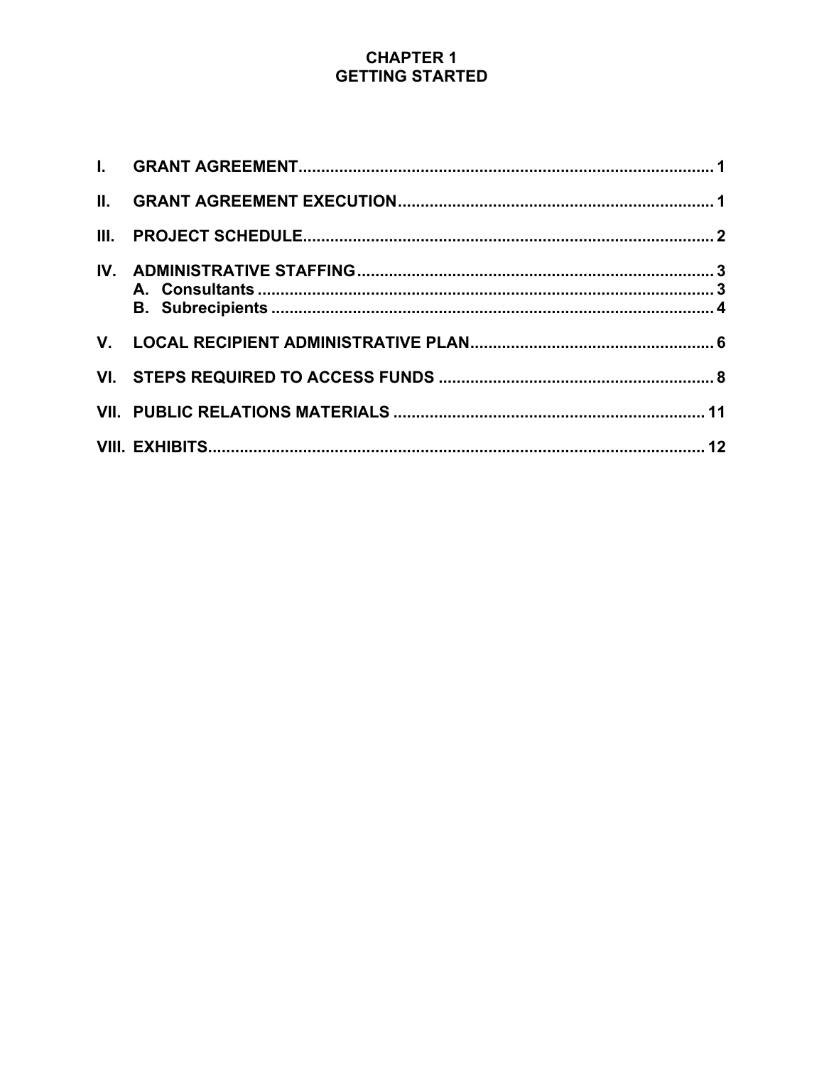# CHAPTER 1
# GETTING STARTED

| | | |
|---|---|---|
| **I.** | **GRANT AGREEMENT** | **1** |
| **II.** | **GRANT AGREEMENT EXECUTION** | **1** |
| **III.** | **PROJECT SCHEDULE** | **2** |
| **IV.** | **ADMINISTRATIVE STAFFING** | **3** |
| | **A. Consultants** | **3** |
| | **B. Subrecipients** | **4** |
| **V.** | **LOCAL RECIPIENT ADMINISTRATIVE PLAN** | **6** |
| **VI.** | **STEPS REQUIRED TO ACCESS FUNDS** | **8** |
| **VII.** | **PUBLIC RELATIONS MATERIALS** | **11** |
| **VIII.** | **EXHIBITS** | **12** |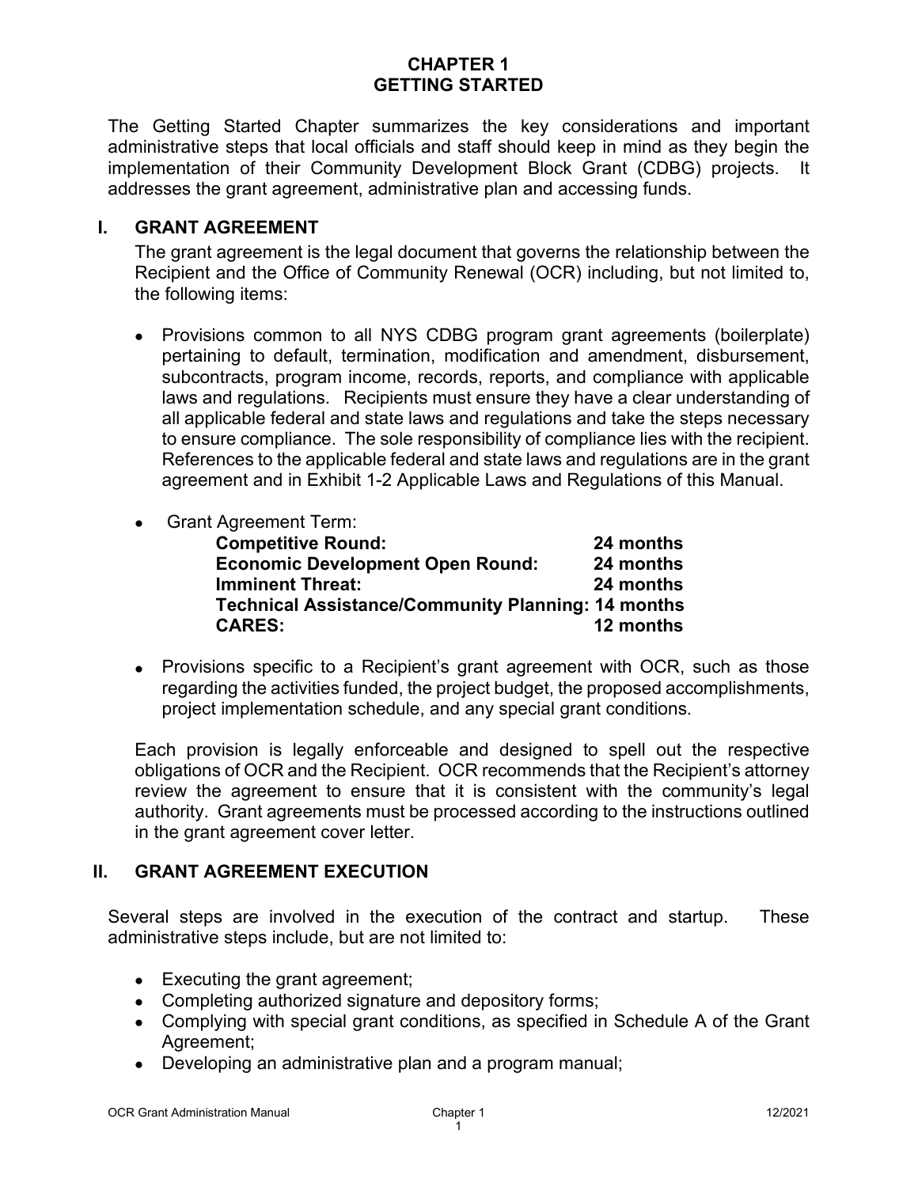# CHAPTER 1
# GETTING STARTED

The Getting Started Chapter summarizes the key considerations and important administrative steps that local officials and staff should keep in mind as they begin the implementation of their Community Development Block Grant (CDBG) projects. It addresses the grant agreement, administrative plan and accessing funds.

## I. GRANT AGREEMENT

The grant agreement is the legal document that governs the relationship between the Recipient and the Office of Community Renewal (OCR) including, but not limited to, the following items:

- Provisions common to all NYS CDBG program grant agreements (boilerplate) pertaining to default, termination, modification and amendment, disbursement, subcontracts, program income, records, reports, and compliance with applicable laws and regulations. Recipients must ensure they have a clear understanding of all applicable federal and state laws and regulations and take the steps necessary to ensure compliance. The sole responsibility of compliance lies with the recipient. References to the applicable federal and state laws and regulations are in the grant agreement and in Exhibit 1-2 Applicable Laws and Regulations of this Manual.

- Grant Agreement Term:

| | |
|---|---|
| **Competitive Round:** | **24 months** |
| **Economic Development Open Round:** | **24 months** |
| **Imminent Threat:** | **24 months** |
| **Technical Assistance/Community Planning:** | **14 months** |
| **CARES:** | **12 months** |

- Provisions specific to a Recipient's grant agreement with OCR, such as those regarding the activities funded, the project budget, the proposed accomplishments, project implementation schedule, and any special grant conditions.

Each provision is legally enforceable and designed to spell out the respective obligations of OCR and the Recipient. OCR recommends that the Recipient's attorney review the agreement to ensure that it is consistent with the community's legal authority. Grant agreements must be processed according to the instructions outlined in the grant agreement cover letter.

## II. GRANT AGREEMENT EXECUTION

Several steps are involved in the execution of the contract and startup. These administrative steps include, but are not limited to:

- Executing the grant agreement;
- Completing authorized signature and depository forms;
- Complying with special grant conditions, as specified in Schedule A of the Grant Agreement;
- Developing an administrative plan and a program manual;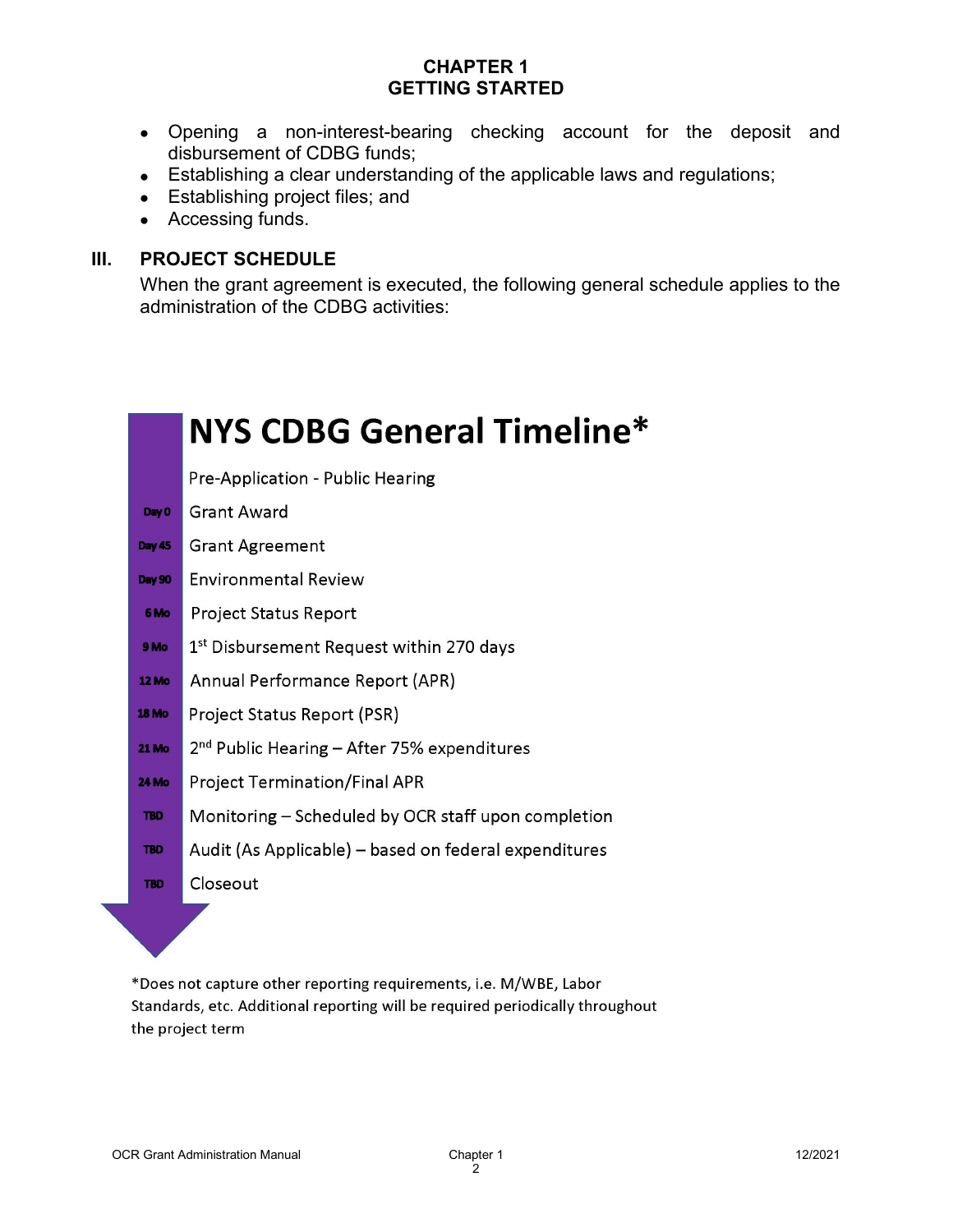## CHAPTER 1
## GETTING STARTED

- Opening a non-interest-bearing checking account for the deposit and disbursement of CDBG funds;
- Establishing a clear understanding of the applicable laws and regulations;
- Establishing project files; and
- Accessing funds.

### III. PROJECT SCHEDULE

When the grant agreement is executed, the following general schedule applies to the administration of the CDBG activities:

## NYS CDBG General Timeline*

| | |
|---|---|
| | Pre-Application - Public Hearing |
| Day 0 | Grant Award |
| Day 45 | Grant Agreement |
| Day 90 | Environmental Review |
| 6 Mo | Project Status Report |
| 9 Mo | 1st Disbursement Request within 270 days |
| 12 Mo | Annual Performance Report (APR) |
| 18 Mo | Project Status Report (PSR) |
| 21 Mo | 2nd Public Hearing – After 75% expenditures |
| 24 Mo | Project Termination/Final APR |
| TBD | Monitoring – Scheduled by OCR staff upon completion |
| TBD | Audit (As Applicable) – based on federal expenditures |
| TBD | Closeout |

*Does not capture other reporting requirements, i.e. M/WBE, Labor Standards, etc. Additional reporting will be required periodically throughout the project term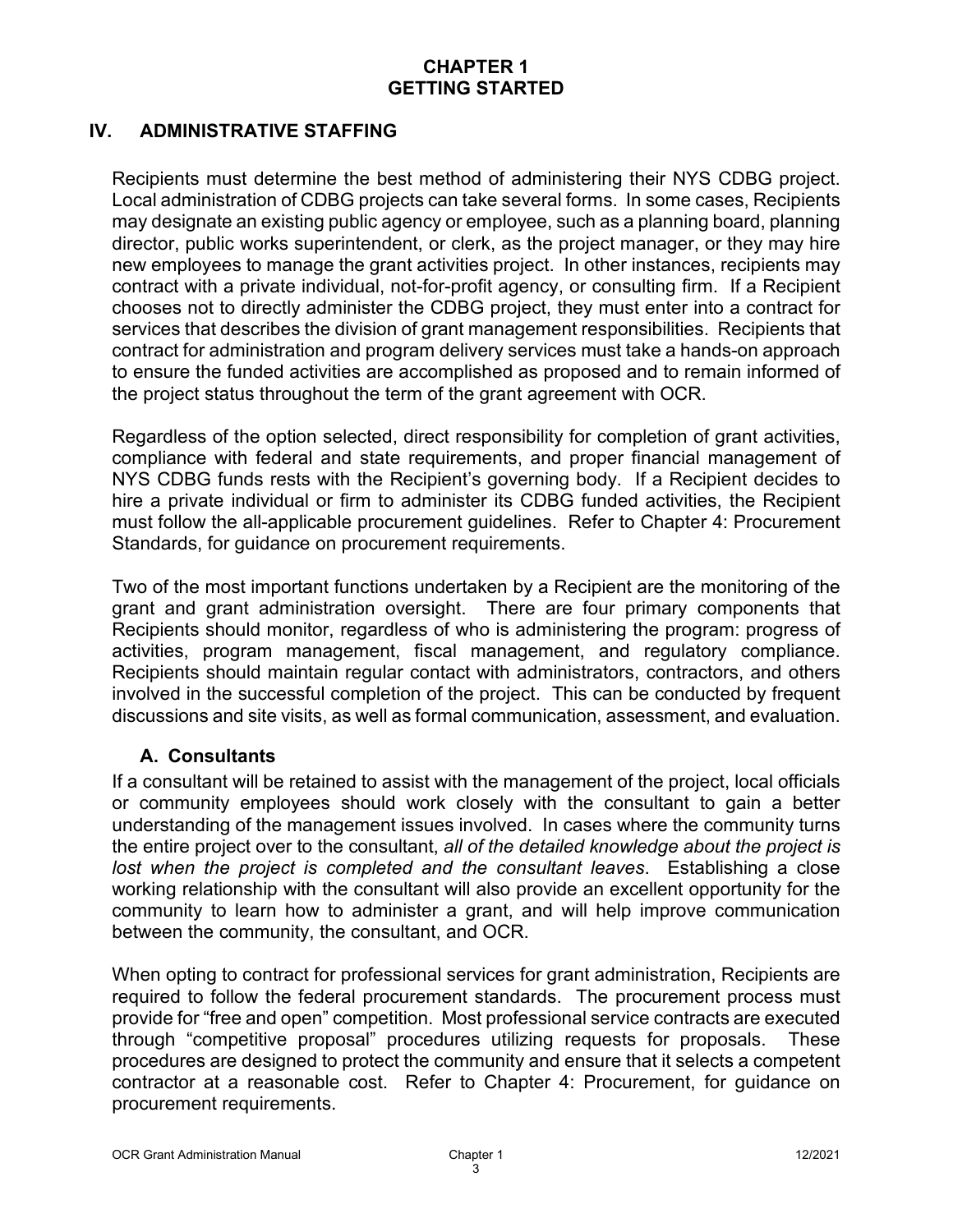# CHAPTER 1
# GETTING STARTED

## IV. ADMINISTRATIVE STAFFING

Recipients must determine the best method of administering their NYS CDBG project. Local administration of CDBG projects can take several forms. In some cases, Recipients may designate an existing public agency or employee, such as a planning board, planning director, public works superintendent, or clerk, as the project manager, or they may hire new employees to manage the grant activities project. In other instances, recipients may contract with a private individual, not-for-profit agency, or consulting firm. If a Recipient chooses not to directly administer the CDBG project, they must enter into a contract for services that describes the division of grant management responsibilities. Recipients that contract for administration and program delivery services must take a hands-on approach to ensure the funded activities are accomplished as proposed and to remain informed of the project status throughout the term of the grant agreement with OCR.

Regardless of the option selected, direct responsibility for completion of grant activities, compliance with federal and state requirements, and proper financial management of NYS CDBG funds rests with the Recipient's governing body. If a Recipient decides to hire a private individual or firm to administer its CDBG funded activities, the Recipient must follow the all-applicable procurement guidelines. Refer to Chapter 4: Procurement Standards, for guidance on procurement requirements.

Two of the most important functions undertaken by a Recipient are the monitoring of the grant and grant administration oversight. There are four primary components that Recipients should monitor, regardless of who is administering the program: progress of activities, program management, fiscal management, and regulatory compliance. Recipients should maintain regular contact with administrators, contractors, and others involved in the successful completion of the project. This can be conducted by frequent discussions and site visits, as well as formal communication, assessment, and evaluation.

### A. Consultants

If a consultant will be retained to assist with the management of the project, local officials or community employees should work closely with the consultant to gain a better understanding of the management issues involved. In cases where the community turns the entire project over to the consultant, *all of the detailed knowledge about the project is lost when the project is completed and the consultant leaves*. Establishing a close working relationship with the consultant will also provide an excellent opportunity for the community to learn how to administer a grant, and will help improve communication between the community, the consultant, and OCR.

When opting to contract for professional services for grant administration, Recipients are required to follow the federal procurement standards. The procurement process must provide for "free and open" competition. Most professional service contracts are executed through "competitive proposal" procedures utilizing requests for proposals. These procedures are designed to protect the community and ensure that it selects a competent contractor at a reasonable cost. Refer to Chapter 4: Procurement, for guidance on procurement requirements.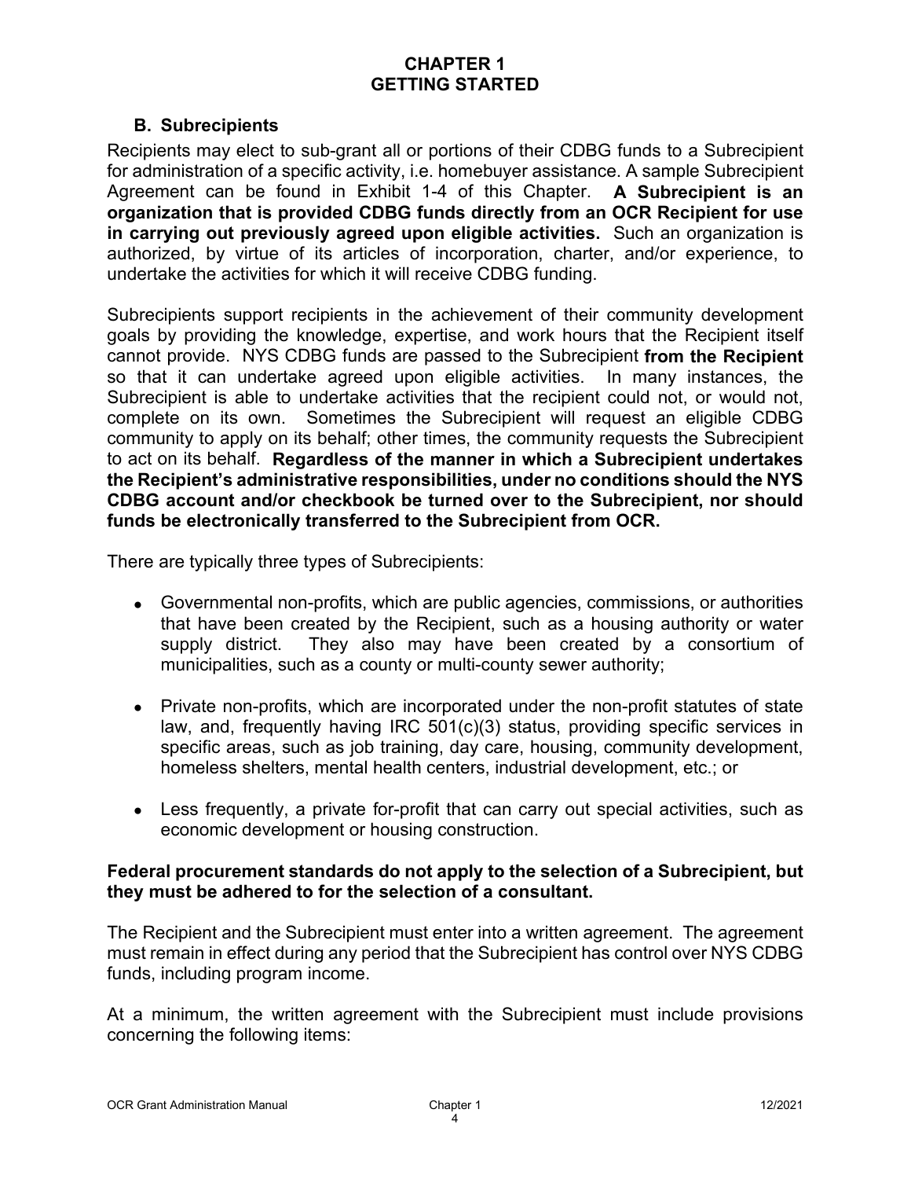# CHAPTER 1
# GETTING STARTED

## B. Subrecipients

Recipients may elect to sub-grant all or portions of their CDBG funds to a Subrecipient for administration of a specific activity, i.e. homebuyer assistance. A sample Subrecipient Agreement can be found in Exhibit 1-4 of this Chapter. **A Subrecipient is an organization that is provided CDBG funds directly from an OCR Recipient for use in carrying out previously agreed upon eligible activities.** Such an organization is authorized, by virtue of its articles of incorporation, charter, and/or experience, to undertake the activities for which it will receive CDBG funding.

Subrecipients support recipients in the achievement of their community development goals by providing the knowledge, expertise, and work hours that the Recipient itself cannot provide. NYS CDBG funds are passed to the Subrecipient **from the Recipient** so that it can undertake agreed upon eligible activities. In many instances, the Subrecipient is able to undertake activities that the recipient could not, or would not, complete on its own. Sometimes the Subrecipient will request an eligible CDBG community to apply on its behalf; other times, the community requests the Subrecipient to act on its behalf. **Regardless of the manner in which a Subrecipient undertakes the Recipient's administrative responsibilities, under no conditions should the NYS CDBG account and/or checkbook be turned over to the Subrecipient, nor should funds be electronically transferred to the Subrecipient from OCR.**

There are typically three types of Subrecipients:

- Governmental non-profits, which are public agencies, commissions, or authorities that have been created by the Recipient, such as a housing authority or water supply district. They also may have been created by a consortium of municipalities, such as a county or multi-county sewer authority;
- Private non-profits, which are incorporated under the non-profit statutes of state law, and, frequently having IRC 501(c)(3) status, providing specific services in specific areas, such as job training, day care, housing, community development, homeless shelters, mental health centers, industrial development, etc.; or
- Less frequently, a private for-profit that can carry out special activities, such as economic development or housing construction.

**Federal procurement standards do not apply to the selection of a Subrecipient, but they must be adhered to for the selection of a consultant.**

The Recipient and the Subrecipient must enter into a written agreement. The agreement must remain in effect during any period that the Subrecipient has control over NYS CDBG funds, including program income.

At a minimum, the written agreement with the Subrecipient must include provisions concerning the following items: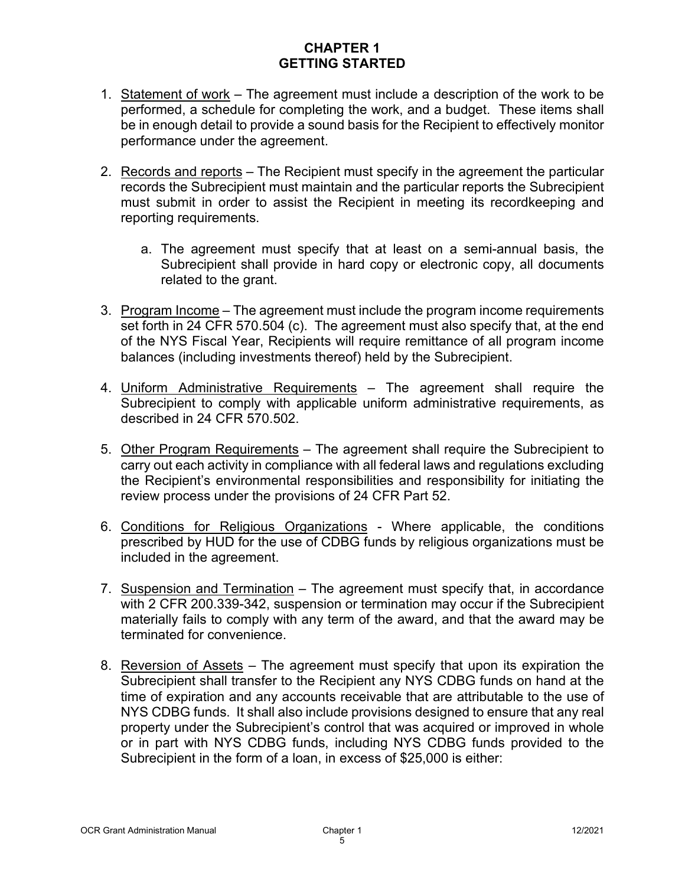# CHAPTER 1
# GETTING STARTED

1. Statement of work – The agreement must include a description of the work to be performed, a schedule for completing the work, and a budget. These items shall be in enough detail to provide a sound basis for the Recipient to effectively monitor performance under the agreement.

2. Records and reports – The Recipient must specify in the agreement the particular records the Subrecipient must maintain and the particular reports the Subrecipient must submit in order to assist the Recipient in meeting its recordkeeping and reporting requirements.

   a. The agreement must specify that at least on a semi-annual basis, the Subrecipient shall provide in hard copy or electronic copy, all documents related to the grant.

3. Program Income – The agreement must include the program income requirements set forth in 24 CFR 570.504 (c). The agreement must also specify that, at the end of the NYS Fiscal Year, Recipients will require remittance of all program income balances (including investments thereof) held by the Subrecipient.

4. Uniform Administrative Requirements – The agreement shall require the Subrecipient to comply with applicable uniform administrative requirements, as described in 24 CFR 570.502.

5. Other Program Requirements – The agreement shall require the Subrecipient to carry out each activity in compliance with all federal laws and regulations excluding the Recipient's environmental responsibilities and responsibility for initiating the review process under the provisions of 24 CFR Part 52.

6. Conditions for Religious Organizations - Where applicable, the conditions prescribed by HUD for the use of CDBG funds by religious organizations must be included in the agreement.

7. Suspension and Termination – The agreement must specify that, in accordance with 2 CFR 200.339-342, suspension or termination may occur if the Subrecipient materially fails to comply with any term of the award, and that the award may be terminated for convenience.

8. Reversion of Assets – The agreement must specify that upon its expiration the Subrecipient shall transfer to the Recipient any NYS CDBG funds on hand at the time of expiration and any accounts receivable that are attributable to the use of NYS CDBG funds. It shall also include provisions designed to ensure that any real property under the Subrecipient's control that was acquired or improved in whole or in part with NYS CDBG funds, including NYS CDBG funds provided to the Subrecipient in the form of a loan, in excess of $25,000 is either: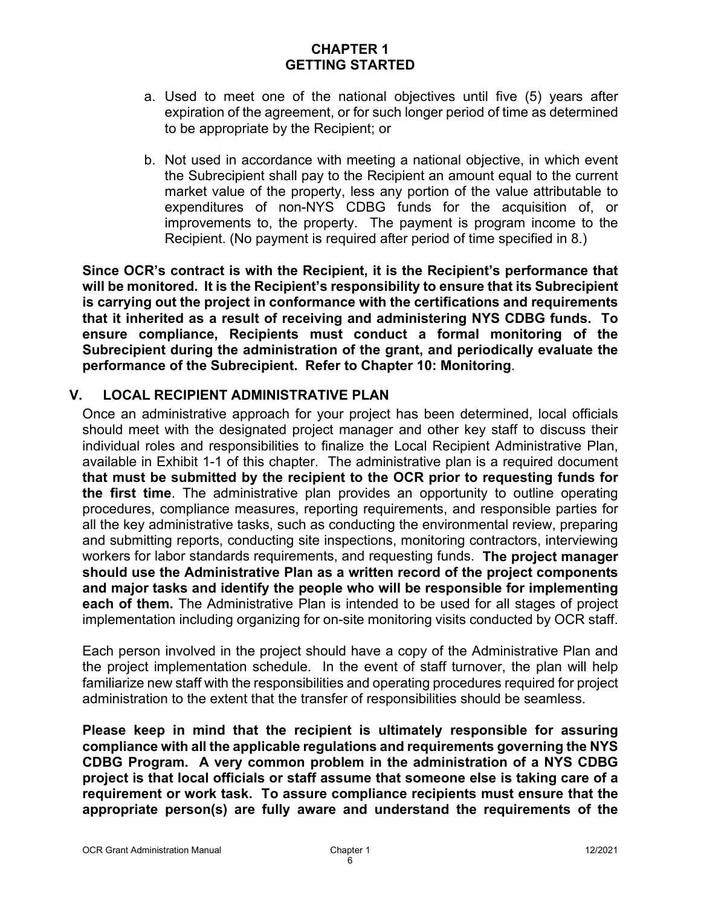a. Used to meet one of the national objectives until five (5) years after expiration of the agreement, or for such longer period of time as determined to be appropriate by the Recipient; or

b. Not used in accordance with meeting a national objective, in which event the Subrecipient shall pay to the Recipient an amount equal to the current market value of the property, less any portion of the value attributable to expenditures of non-NYS CDBG funds for the acquisition of, or improvements to, the property. The payment is program income to the Recipient. (No payment is required after period of time specified in 8.)

**Since OCR's contract is with the Recipient, it is the Recipient's performance that will be monitored. It is the Recipient's responsibility to ensure that its Subrecipient is carrying out the project in conformance with the certifications and requirements that it inherited as a result of receiving and administering NYS CDBG funds. To ensure compliance, Recipients must conduct a formal monitoring of the Subrecipient during the administration of the grant, and periodically evaluate the performance of the Subrecipient. Refer to Chapter 10: Monitoring**.

## V. LOCAL RECIPIENT ADMINISTRATIVE PLAN

Once an administrative approach for your project has been determined, local officials should meet with the designated project manager and other key staff to discuss their individual roles and responsibilities to finalize the Local Recipient Administrative Plan, available in Exhibit 1-1 of this chapter. The administrative plan is a required document **that must be submitted by the recipient to the OCR prior to requesting funds for the first time**. The administrative plan provides an opportunity to outline operating procedures, compliance measures, reporting requirements, and responsible parties for all the key administrative tasks, such as conducting the environmental review, preparing and submitting reports, conducting site inspections, monitoring contractors, interviewing workers for labor standards requirements, and requesting funds. **The project manager should use the Administrative Plan as a written record of the project components and major tasks and identify the people who will be responsible for implementing each of them.** The Administrative Plan is intended to be used for all stages of project implementation including organizing for on-site monitoring visits conducted by OCR staff.

Each person involved in the project should have a copy of the Administrative Plan and the project implementation schedule. In the event of staff turnover, the plan will help familiarize new staff with the responsibilities and operating procedures required for project administration to the extent that the transfer of responsibilities should be seamless.

**Please keep in mind that the recipient is ultimately responsible for assuring compliance with all the applicable regulations and requirements governing the NYS CDBG Program. A very common problem in the administration of a NYS CDBG project is that local officials or staff assume that someone else is taking care of a requirement or work task. To assure compliance recipients must ensure that the appropriate person(s) are fully aware and understand the requirements of the**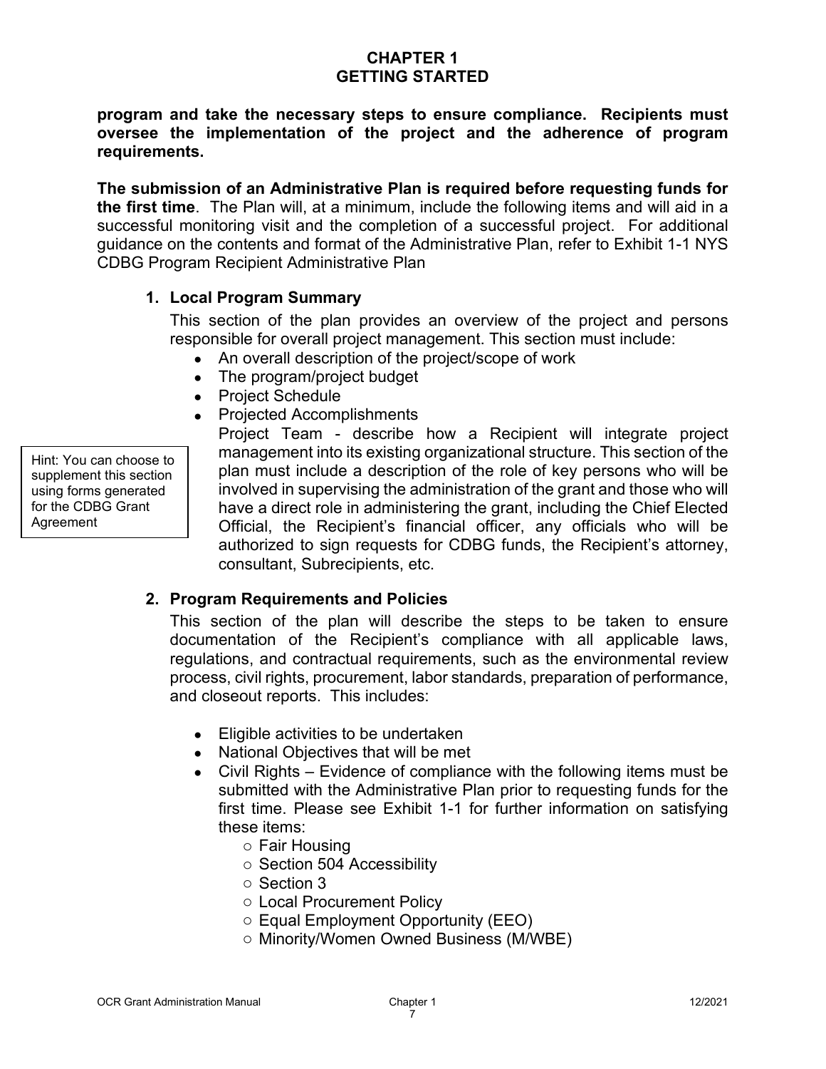**program and take the necessary steps to ensure compliance. Recipients must oversee the implementation of the project and the adherence of program requirements.**

**The submission of an Administrative Plan is required before requesting funds for the first time**. The Plan will, at a minimum, include the following items and will aid in a successful monitoring visit and the completion of a successful project. For additional guidance on the contents and format of the Administrative Plan, refer to Exhibit 1-1 NYS CDBG Program Recipient Administrative Plan

### 1. Local Program Summary

This section of the plan provides an overview of the project and persons responsible for overall project management. This section must include:

- An overall description of the project/scope of work
- The program/project budget
- Project Schedule
- Projected Accomplishments

Project Team - describe how a Recipient will integrate project management into its existing organizational structure. This section of the plan must include a description of the role of key persons who will be involved in supervising the administration of the grant and those who will have a direct role in administering the grant, including the Chief Elected Official, the Recipient's financial officer, any officials who will be authorized to sign requests for CDBG funds, the Recipient's attorney, consultant, Subrecipients, etc.

> Hint: You can choose to supplement this section using forms generated for the CDBG Grant Agreement

### 2. Program Requirements and Policies

This section of the plan will describe the steps to be taken to ensure documentation of the Recipient's compliance with all applicable laws, regulations, and contractual requirements, such as the environmental review process, civil rights, procurement, labor standards, preparation of performance, and closeout reports. This includes:

- Eligible activities to be undertaken
- National Objectives that will be met
- Civil Rights – Evidence of compliance with the following items must be submitted with the Administrative Plan prior to requesting funds for the first time. Please see Exhibit 1-1 for further information on satisfying these items:
  - Fair Housing
  - Section 504 Accessibility
  - Section 3
  - Local Procurement Policy
  - Equal Employment Opportunity (EEO)
  - Minority/Women Owned Business (M/WBE)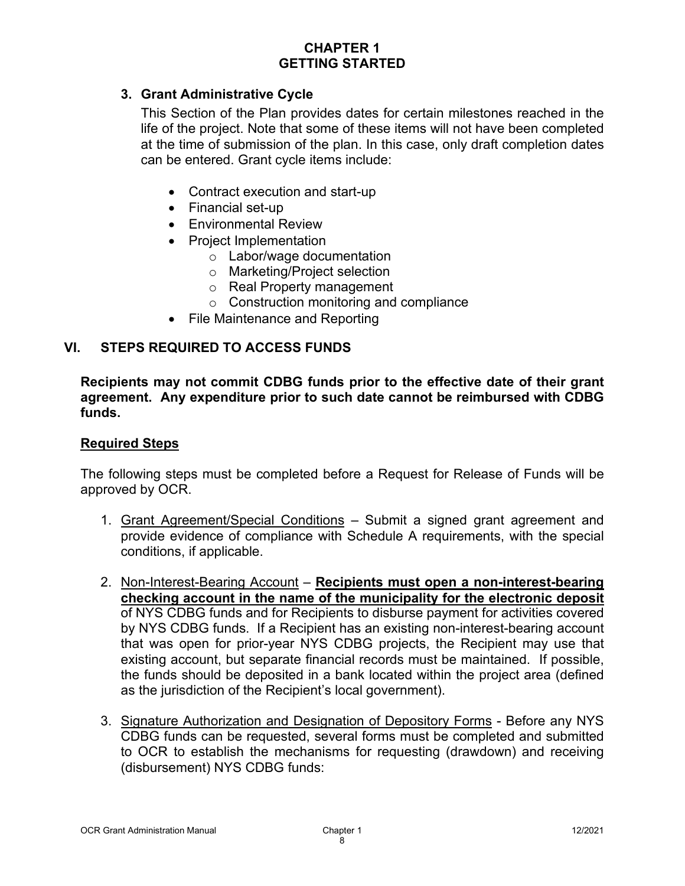# CHAPTER 1
# GETTING STARTED

### 3. Grant Administrative Cycle

This Section of the Plan provides dates for certain milestones reached in the life of the project. Note that some of these items will not have been completed at the time of submission of the plan. In this case, only draft completion dates can be entered. Grant cycle items include:

- Contract execution and start-up
- Financial set-up
- Environmental Review
- Project Implementation
  - Labor/wage documentation
  - Marketing/Project selection
  - Real Property management
  - Construction monitoring and compliance
- File Maintenance and Reporting

## VI. STEPS REQUIRED TO ACCESS FUNDS

**Recipients may not commit CDBG funds prior to the effective date of their grant agreement. Any expenditure prior to such date cannot be reimbursed with CDBG funds.**

**Required Steps**

The following steps must be completed before a Request for Release of Funds will be approved by OCR.

1. Grant Agreement/Special Conditions – Submit a signed grant agreement and provide evidence of compliance with Schedule A requirements, with the special conditions, if applicable.

2. Non-Interest-Bearing Account – **Recipients must open a non-interest-bearing checking account in the name of the municipality for the electronic deposit** of NYS CDBG funds and for Recipients to disburse payment for activities covered by NYS CDBG funds. If a Recipient has an existing non-interest-bearing account that was open for prior-year NYS CDBG projects, the Recipient may use that existing account, but separate financial records must be maintained. If possible, the funds should be deposited in a bank located within the project area (defined as the jurisdiction of the Recipient's local government).

3. Signature Authorization and Designation of Depository Forms - Before any NYS CDBG funds can be requested, several forms must be completed and submitted to OCR to establish the mechanisms for requesting (drawdown) and receiving (disbursement) NYS CDBG funds: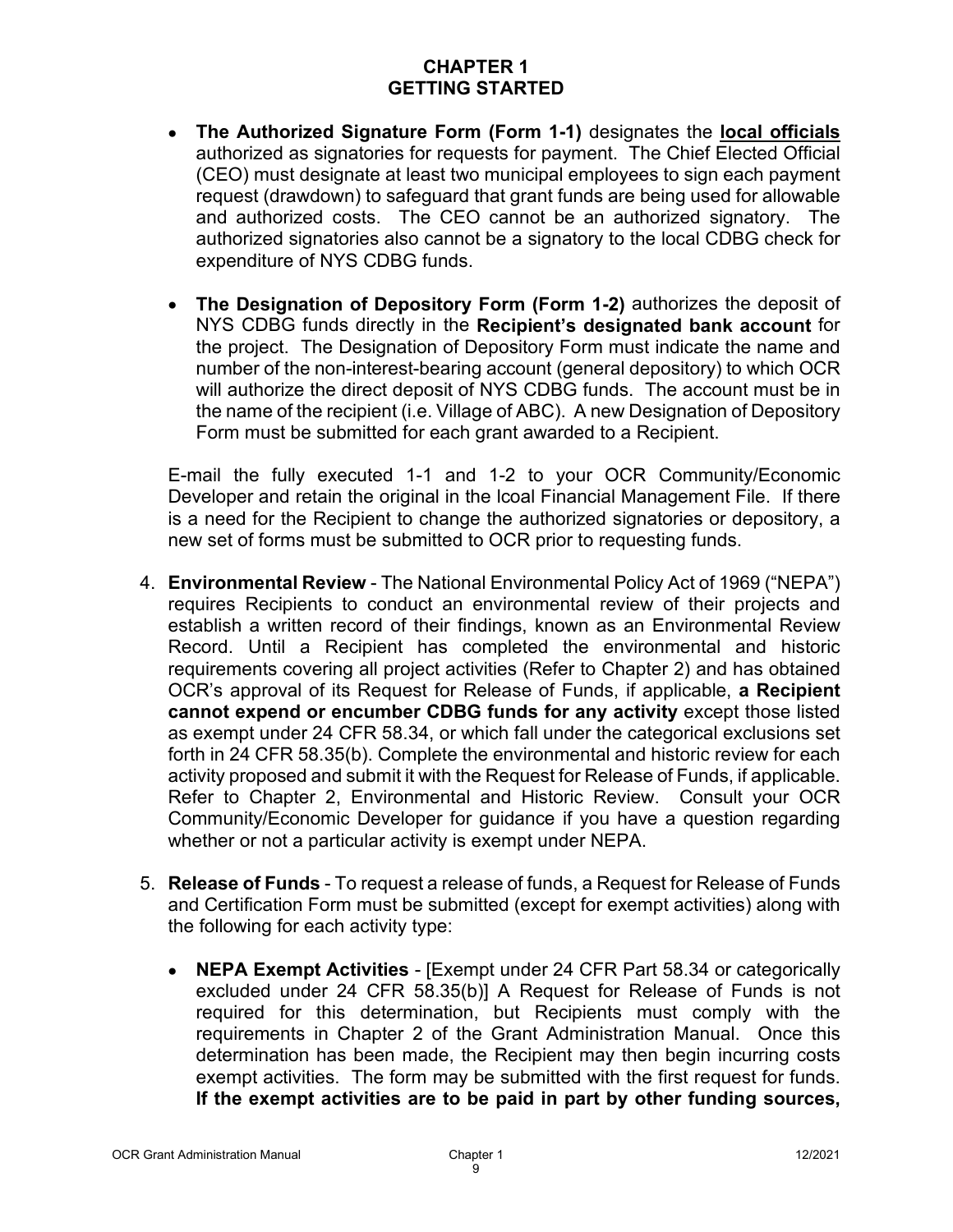# CHAPTER 1
# GETTING STARTED

- **The Authorized Signature Form (Form 1-1)** designates the **local officials** authorized as signatories for requests for payment. The Chief Elected Official (CEO) must designate at least two municipal employees to sign each payment request (drawdown) to safeguard that grant funds are being used for allowable and authorized costs. The CEO cannot be an authorized signatory. The authorized signatories also cannot be a signatory to the local CDBG check for expenditure of NYS CDBG funds.

- **The Designation of Depository Form (Form 1-2)** authorizes the deposit of NYS CDBG funds directly in the **Recipient's designated bank account** for the project. The Designation of Depository Form must indicate the name and number of the non-interest-bearing account (general depository) to which OCR will authorize the direct deposit of NYS CDBG funds. The account must be in the name of the recipient (i.e. Village of ABC). A new Designation of Depository Form must be submitted for each grant awarded to a Recipient.

E-mail the fully executed 1-1 and 1-2 to your OCR Community/Economic Developer and retain the original in the lcoal Financial Management File. If there is a need for the Recipient to change the authorized signatories or depository, a new set of forms must be submitted to OCR prior to requesting funds.

4. **Environmental Review** - The National Environmental Policy Act of 1969 ("NEPA") requires Recipients to conduct an environmental review of their projects and establish a written record of their findings, known as an Environmental Review Record. Until a Recipient has completed the environmental and historic requirements covering all project activities (Refer to Chapter 2) and has obtained OCR's approval of its Request for Release of Funds, if applicable, **a Recipient cannot expend or encumber CDBG funds for any activity** except those listed as exempt under 24 CFR 58.34, or which fall under the categorical exclusions set forth in 24 CFR 58.35(b). Complete the environmental and historic review for each activity proposed and submit it with the Request for Release of Funds, if applicable. Refer to Chapter 2, Environmental and Historic Review. Consult your OCR Community/Economic Developer for guidance if you have a question regarding whether or not a particular activity is exempt under NEPA.

5. **Release of Funds** - To request a release of funds, a Request for Release of Funds and Certification Form must be submitted (except for exempt activities) along with the following for each activity type:

   - **NEPA Exempt Activities** - [Exempt under 24 CFR Part 58.34 or categorically excluded under 24 CFR 58.35(b)] A Request for Release of Funds is not required for this determination, but Recipients must comply with the requirements in Chapter 2 of the Grant Administration Manual. Once this determination has been made, the Recipient may then begin incurring costs exempt activities. The form may be submitted with the first request for funds. **If the exempt activities are to be paid in part by other funding sources,**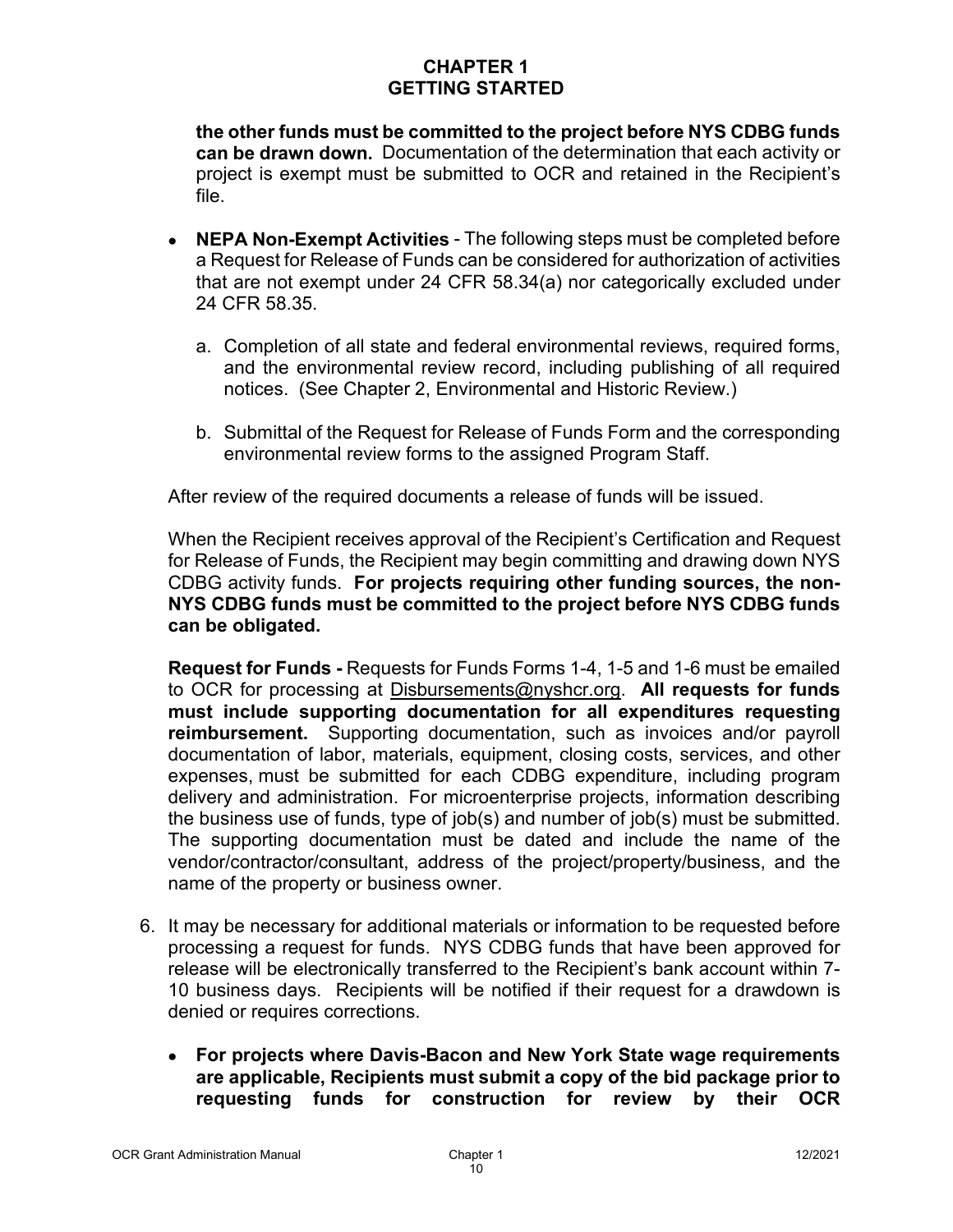**the other funds must be committed to the project before NYS CDBG funds can be drawn down.** Documentation of the determination that each activity or project is exempt must be submitted to OCR and retained in the Recipient's file.

- **NEPA Non-Exempt Activities** - The following steps must be completed before a Request for Release of Funds can be considered for authorization of activities that are not exempt under 24 CFR 58.34(a) nor categorically excluded under 24 CFR 58.35.

  a. Completion of all state and federal environmental reviews, required forms, and the environmental review record, including publishing of all required notices. (See Chapter 2, Environmental and Historic Review.)

  b. Submittal of the Request for Release of Funds Form and the corresponding environmental review forms to the assigned Program Staff.

After review of the required documents a release of funds will be issued.

When the Recipient receives approval of the Recipient's Certification and Request for Release of Funds, the Recipient may begin committing and drawing down NYS CDBG activity funds. **For projects requiring other funding sources, the non-NYS CDBG funds must be committed to the project before NYS CDBG funds can be obligated.**

**Request for Funds -** Requests for Funds Forms 1-4, 1-5 and 1-6 must be emailed to OCR for processing at Disbursements@nyshcr.org. **All requests for funds must include supporting documentation for all expenditures requesting reimbursement.** Supporting documentation, such as invoices and/or payroll documentation of labor, materials, equipment, closing costs, services, and other expenses, must be submitted for each CDBG expenditure, including program delivery and administration. For microenterprise projects, information describing the business use of funds, type of job(s) and number of job(s) must be submitted. The supporting documentation must be dated and include the name of the vendor/contractor/consultant, address of the project/property/business, and the name of the property or business owner.

6. It may be necessary for additional materials or information to be requested before processing a request for funds. NYS CDBG funds that have been approved for release will be electronically transferred to the Recipient's bank account within 7-10 business days. Recipients will be notified if their request for a drawdown is denied or requires corrections.

   - **For projects where Davis-Bacon and New York State wage requirements are applicable, Recipients must submit a copy of the bid package prior to requesting funds for construction for review by their OCR**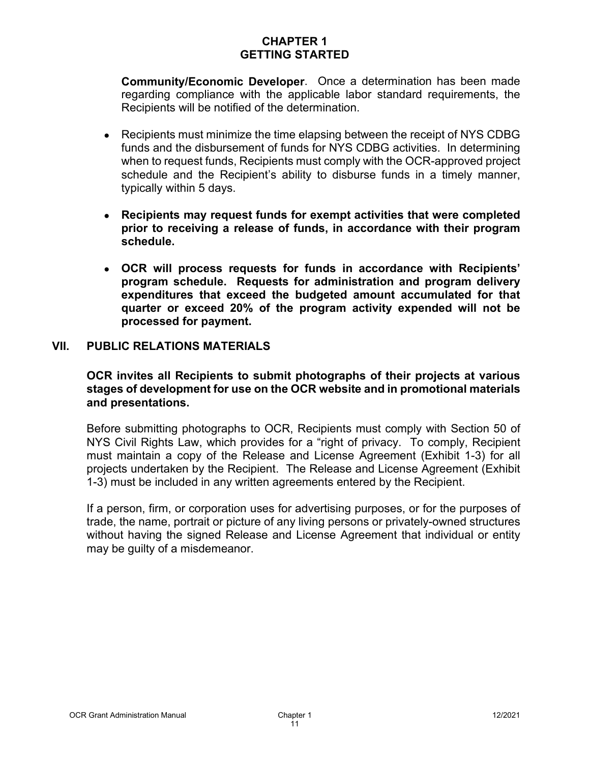**Community/Economic Developer**. Once a determination has been made regarding compliance with the applicable labor standard requirements, the Recipients will be notified of the determination.

- Recipients must minimize the time elapsing between the receipt of NYS CDBG funds and the disbursement of funds for NYS CDBG activities. In determining when to request funds, Recipients must comply with the OCR-approved project schedule and the Recipient's ability to disburse funds in a timely manner, typically within 5 days.

- **Recipients may request funds for exempt activities that were completed prior to receiving a release of funds, in accordance with their program schedule.**

- **OCR will process requests for funds in accordance with Recipients' program schedule. Requests for administration and program delivery expenditures that exceed the budgeted amount accumulated for that quarter or exceed 20% of the program activity expended will not be processed for payment.**

## VII. PUBLIC RELATIONS MATERIALS

**OCR invites all Recipients to submit photographs of their projects at various stages of development for use on the OCR website and in promotional materials and presentations.**

Before submitting photographs to OCR, Recipients must comply with Section 50 of NYS Civil Rights Law, which provides for a "right of privacy. To comply, Recipient must maintain a copy of the Release and License Agreement (Exhibit 1-3) for all projects undertaken by the Recipient. The Release and License Agreement (Exhibit 1-3) must be included in any written agreements entered by the Recipient.

If a person, firm, or corporation uses for advertising purposes, or for the purposes of trade, the name, portrait or picture of any living persons or privately-owned structures without having the signed Release and License Agreement that individual or entity may be guilty of a misdemeanor.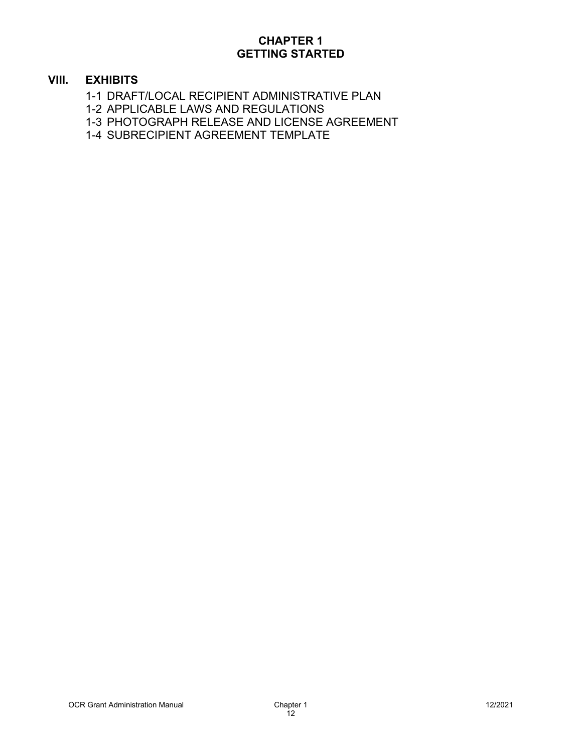# CHAPTER 1
# GETTING STARTED

## VIII. EXHIBITS

1-1 DRAFT/LOCAL RECIPIENT ADMINISTRATIVE PLAN
1-2 APPLICABLE LAWS AND REGULATIONS
1-3 PHOTOGRAPH RELEASE AND LICENSE AGREEMENT
1-4 SUBRECIPIENT AGREEMENT TEMPLATE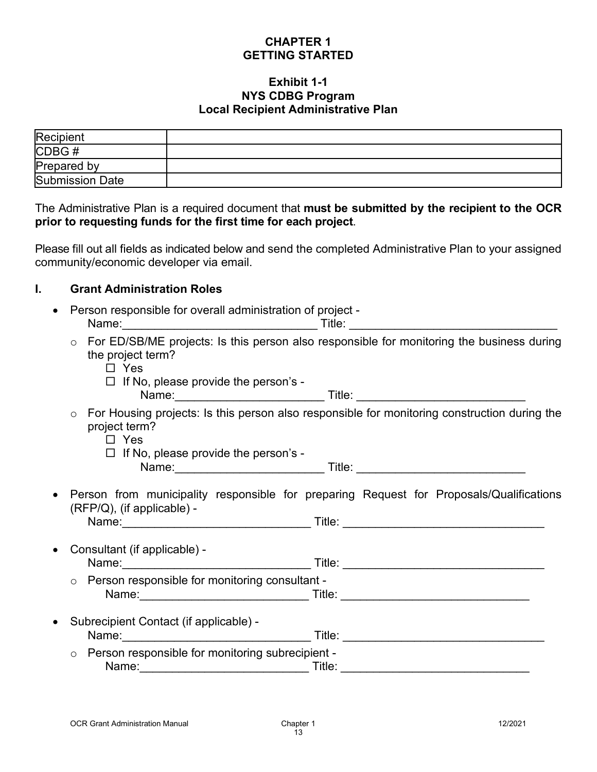# CHAPTER 1
# GETTING STARTED

## Exhibit 1-1
## NYS CDBG Program
## Local Recipient Administrative Plan

| Recipient | |
|---|---|
| CDBG # | |
| Prepared by | |
| Submission Date | |

The Administrative Plan is a required document that **must be submitted by the recipient to the OCR prior to requesting funds for the first time for each project**.

Please fill out all fields as indicated below and send the completed Administrative Plan to your assigned community/economic developer via email.

## I. Grant Administration Roles

- Person responsible for overall administration of project -
  Name:______________________________ Title: ________________________________
  - For ED/SB/ME projects: Is this person also responsible for monitoring the business during the project term?
    - ☐ Yes
    - ☐ If No, please provide the person's -
      Name:_______________________ Title: __________________________
  - For Housing projects: Is this person also responsible for monitoring construction during the project term?
    - ☐ Yes
    - ☐ If No, please provide the person's -
      Name:_______________________ Title: __________________________

- Person from municipality responsible for preparing Request for Proposals/Qualifications (RFP/Q), (if applicable) -
  Name:_____________________________ Title: ______________________________

- Consultant (if applicable) -
  Name:_____________________________ Title: ______________________________
  - Person responsible for monitoring consultant -
    Name:__________________________ Title: _____________________________

- Subrecipient Contact (if applicable) -
  Name:_____________________________ Title: ______________________________
  - Person responsible for monitoring subrecipient -
    Name:__________________________ Title: _____________________________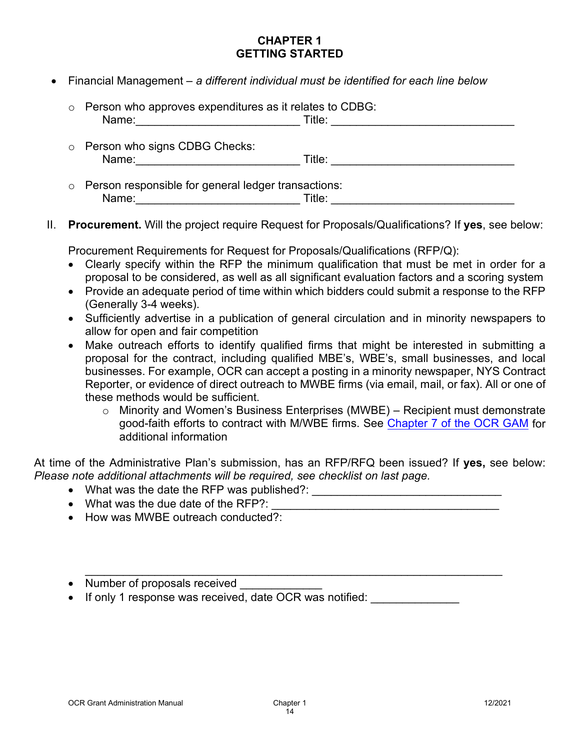# CHAPTER 1
# GETTING STARTED

- Financial Management – *a different individual must be identified for each line below*
  - Person who approves expenditures as it relates to CDBG:
    Name:__________________________ Title: ______________________________
  - Person who signs CDBG Checks:
    Name:__________________________ Title: ______________________________
  - Person responsible for general ledger transactions:
    Name:__________________________ Title: ______________________________

II. **Procurement.** Will the project require Request for Proposals/Qualifications? If **yes**, see below:

Procurement Requirements for Request for Proposals/Qualifications (RFP/Q):

- Clearly specify within the RFP the minimum qualification that must be met in order for a proposal to be considered, as well as all significant evaluation factors and a scoring system
- Provide an adequate period of time within which bidders could submit a response to the RFP (Generally 3-4 weeks).
- Sufficiently advertise in a publication of general circulation and in minority newspapers to allow for open and fair competition
- Make outreach efforts to identify qualified firms that might be interested in submitting a proposal for the contract, including qualified MBE's, WBE's, small businesses, and local businesses. For example, OCR can accept a posting in a minority newspaper, NYS Contract Reporter, or evidence of direct outreach to MWBE firms (via email, mail, or fax). All or one of these methods would be sufficient.
  - Minority and Women's Business Enterprises (MWBE) – Recipient must demonstrate good-faith efforts to contract with M/WBE firms. See Chapter 7 of the OCR GAM for additional information

At time of the Administrative Plan's submission, has an RFP/RFQ been issued? If **yes,** see below: *Please note additional attachments will be required, see checklist on last page.*

- What was the date the RFP was published?: ______________________________
- What was the due date of the RFP?: ____________________________________
- How was MWBE outreach conducted?:

  ____________________________________________________________________
- Number of proposals received _____________
- If only 1 response was received, date OCR was notified: ______________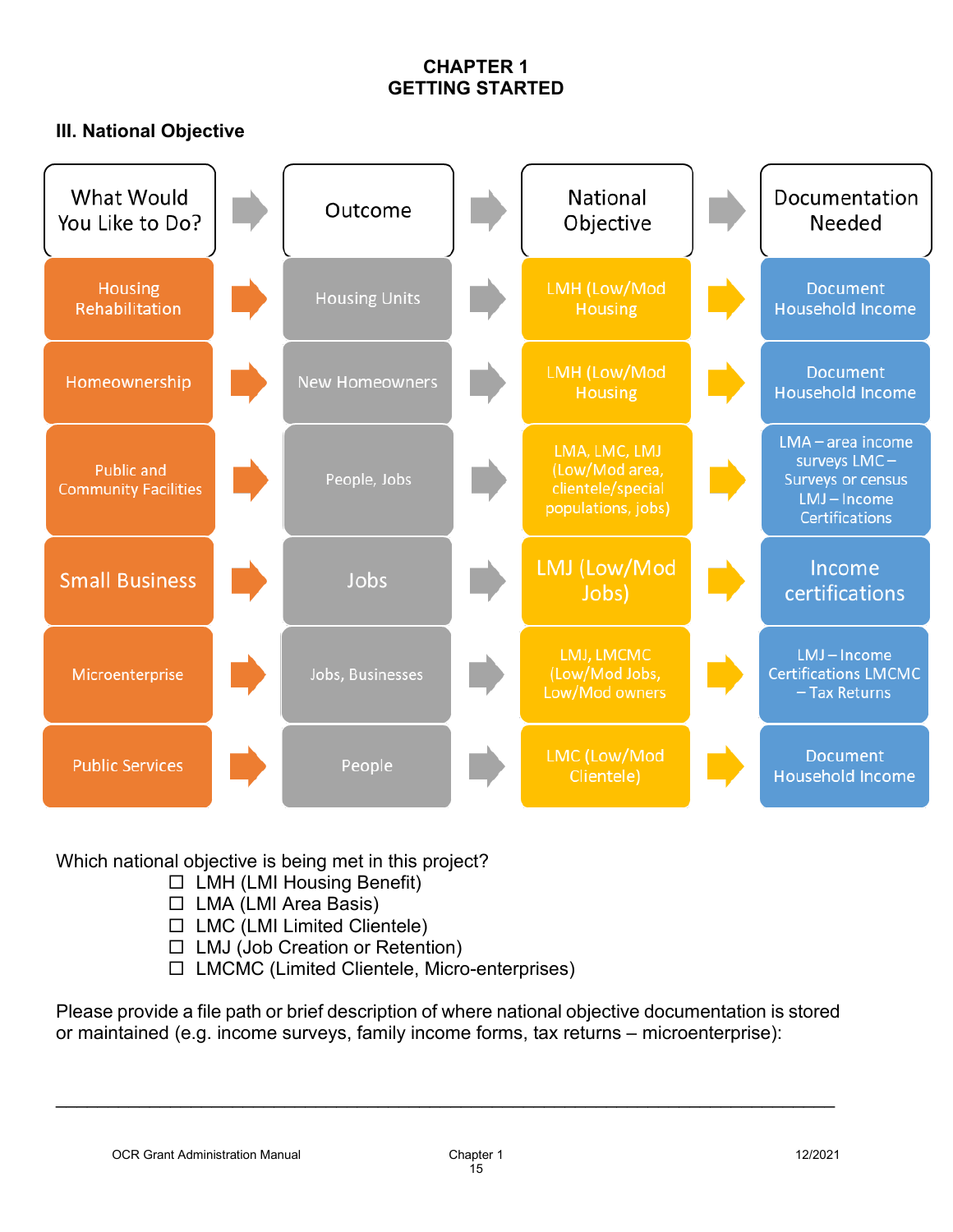# CHAPTER 1
# GETTING STARTED

## III. National Objective

| What Would You Like to Do? | Outcome | National Objective | Documentation Needed |
|---|---|---|---|
| Housing Rehabilitation | Housing Units | LMH (Low/Mod Housing | Document Household Income |
| Homeownership | New Homeowners | LMH (Low/Mod Housing | Document Household Income |
| Public and Community Facilities | People, Jobs | LMA, LMC, LMJ (Low/Mod area, clientele/special populations, jobs) | LMA – area income surveys LMC – Surveys or census LMJ – Income Certifications |
| Small Business | Jobs | LMJ (Low/Mod Jobs) | Income certifications |
| Microenterprise | Jobs, Businesses | LMJ, LMCMC (Low/Mod Jobs, Low/Mod owners | LMJ – Income Certifications LMCMC – Tax Returns |
| Public Services | People | LMC (Low/Mod Clientele) | Document Household Income |

Which national objective is being met in this project?

- ☐ LMH (LMI Housing Benefit)
- ☐ LMA (LMI Area Basis)
- ☐ LMC (LMI Limited Clientele)
- ☐ LMJ (Job Creation or Retention)
- ☐ LMCMC (Limited Clientele, Micro-enterprises)

Please provide a file path or brief description of where national objective documentation is stored or maintained (e.g. income surveys, family income forms, tax returns – microenterprise):

\_\_\_\_\_\_\_\_\_\_\_\_\_\_\_\_\_\_\_\_\_\_\_\_\_\_\_\_\_\_\_\_\_\_\_\_\_\_\_\_\_\_\_\_\_\_\_\_\_\_\_\_\_\_\_\_\_\_\_\_\_\_\_\_\_\_\_\_\_\_\_\_\_\_\_\_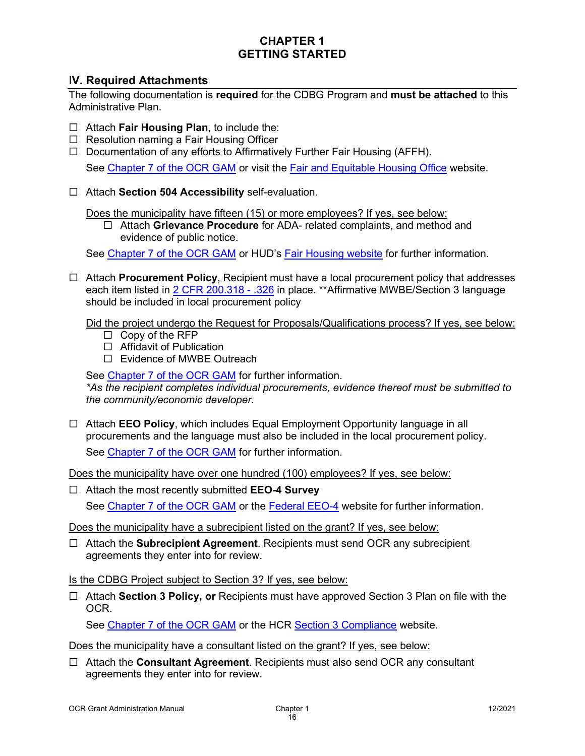# CHAPTER 1
# GETTING STARTED

## IV. Required Attachments

The following documentation is **required** for the CDBG Program and **must be attached** to this Administrative Plan.

- ☐ Attach **Fair Housing Plan**, to include the:
- ☐ Resolution naming a Fair Housing Officer
- ☐ Documentation of any efforts to Affirmatively Further Fair Housing (AFFH).

  See Chapter 7 of the OCR GAM or visit the Fair and Equitable Housing Office website.

- ☐ Attach **Section 504 Accessibility** self-evaluation.

  Does the municipality have fifteen (15) or more employees? If yes, see below:

  - ☐ Attach **Grievance Procedure** for ADA- related complaints, and method and evidence of public notice.

  See Chapter 7 of the OCR GAM or HUD's Fair Housing website for further information.

- ☐ Attach **Procurement Policy**, Recipient must have a local procurement policy that addresses each item listed in 2 CFR 200.318 - .326 in place. **Affirmative MWBE/Section 3 language should be included in local procurement policy

  Did the project undergo the Request for Proposals/Qualifications process? If yes, see below:

  - ☐ Copy of the RFP
  - ☐ Affidavit of Publication
  - ☐ Evidence of MWBE Outreach

  See Chapter 7 of the OCR GAM for further information.
  *\*As the recipient completes individual procurements, evidence thereof must be submitted to the community/economic developer.*

- ☐ Attach **EEO Policy**, which includes Equal Employment Opportunity language in all procurements and the language must also be included in the local procurement policy.

  See Chapter 7 of the OCR GAM for further information.

Does the municipality have over one hundred (100) employees? If yes, see below:

- ☐ Attach the most recently submitted **EEO-4 Survey**

  See Chapter 7 of the OCR GAM or the Federal EEO-4 website for further information.

Does the municipality have a subrecipient listed on the grant? If yes, see below:

- ☐ Attach the **Subrecipient Agreement**. Recipients must send OCR any subrecipient agreements they enter into for review.

Is the CDBG Project subject to Section 3? If yes, see below:

- ☐ Attach **Section 3 Policy, or** Recipients must have approved Section 3 Plan on file with the OCR.

  See Chapter 7 of the OCR GAM or the HCR Section 3 Compliance website.

Does the municipality have a consultant listed on the grant? If yes, see below:

- ☐ Attach the **Consultant Agreement**. Recipients must also send OCR any consultant agreements they enter into for review.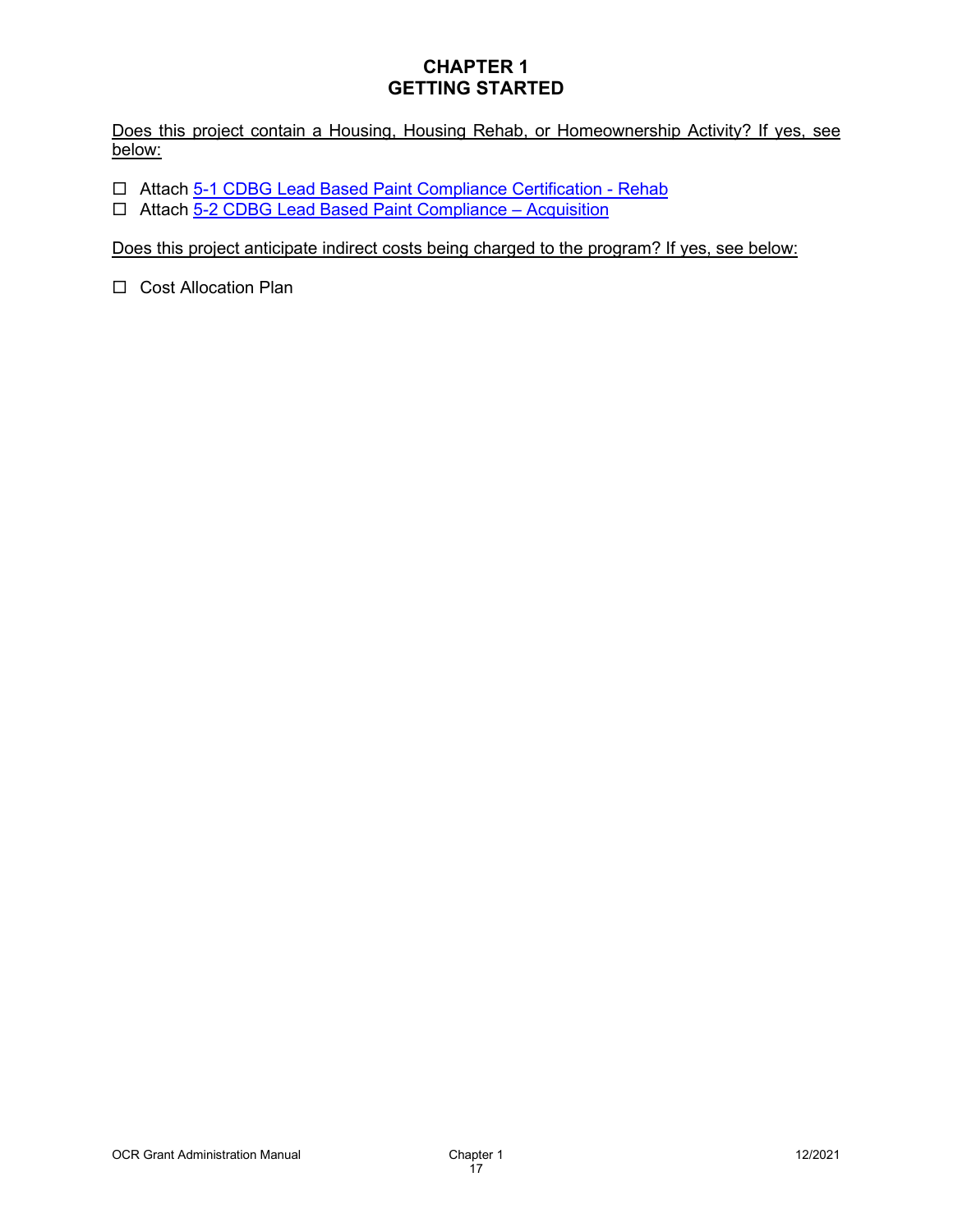# CHAPTER 1
# GETTING STARTED

Does this project contain a Housing, Housing Rehab, or Homeownership Activity? If yes, see below:

☐ Attach 5-1 CDBG Lead Based Paint Compliance Certification - Rehab
☐ Attach 5-2 CDBG Lead Based Paint Compliance – Acquisition

Does this project anticipate indirect costs being charged to the program? If yes, see below:

☐ Cost Allocation Plan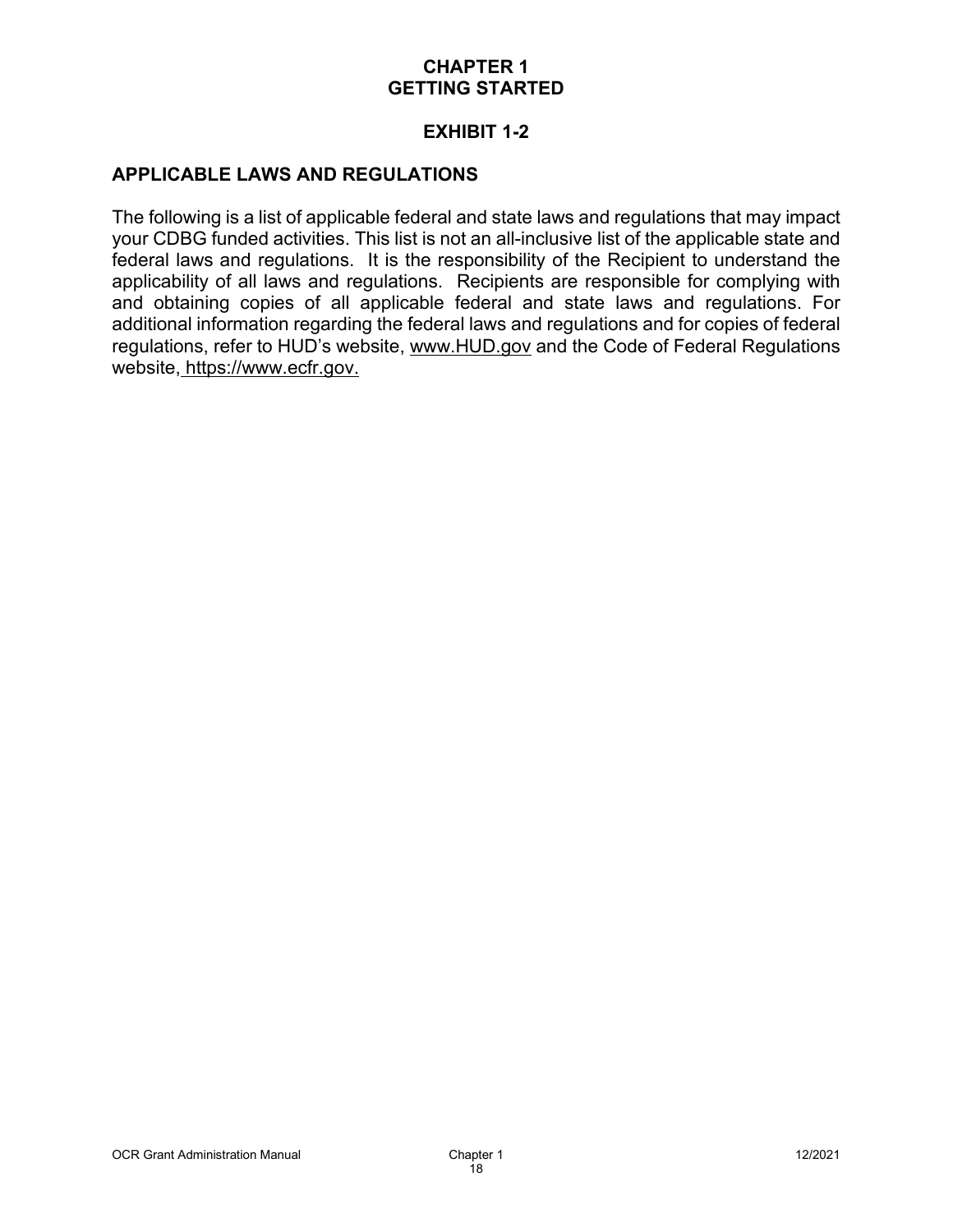# CHAPTER 1
# GETTING STARTED

## EXHIBIT 1-2

### APPLICABLE LAWS AND REGULATIONS

The following is a list of applicable federal and state laws and regulations that may impact your CDBG funded activities. This list is not an all-inclusive list of the applicable state and federal laws and regulations. It is the responsibility of the Recipient to understand the applicability of all laws and regulations. Recipients are responsible for complying with and obtaining copies of all applicable federal and state laws and regulations. For additional information regarding the federal laws and regulations and for copies of federal regulations, refer to HUD's website, www.HUD.gov and the Code of Federal Regulations website, https://www.ecfr.gov.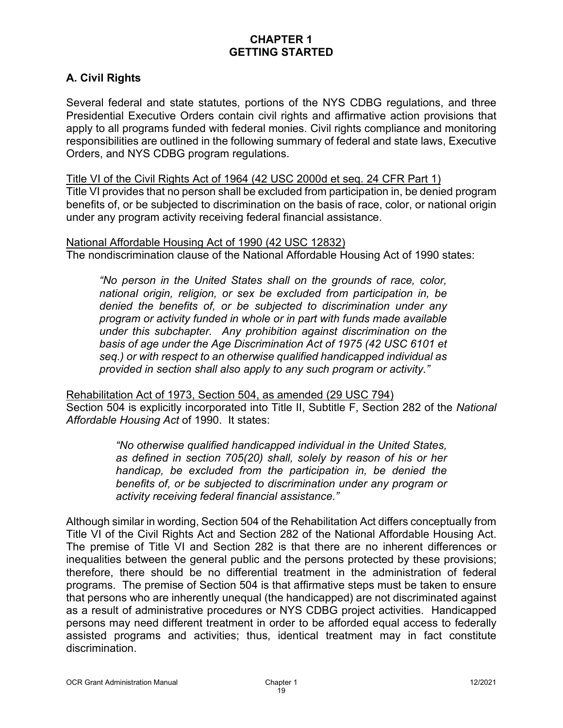# CHAPTER 1
# GETTING STARTED

## A. Civil Rights

Several federal and state statutes, portions of the NYS CDBG regulations, and three Presidential Executive Orders contain civil rights and affirmative action provisions that apply to all programs funded with federal monies. Civil rights compliance and monitoring responsibilities are outlined in the following summary of federal and state laws, Executive Orders, and NYS CDBG program regulations.

<u>Title VI of the Civil Rights Act of 1964 (42 USC 2000d et seq. 24 CFR Part 1)</u>
Title VI provides that no person shall be excluded from participation in, be denied program benefits of, or be subjected to discrimination on the basis of race, color, or national origin under any program activity receiving federal financial assistance.

<u>National Affordable Housing Act of 1990 (42 USC 12832)</u>
The nondiscrimination clause of the National Affordable Housing Act of 1990 states:

> *"No person in the United States shall on the grounds of race, color, national origin, religion, or sex be excluded from participation in, be denied the benefits of, or be subjected to discrimination under any program or activity funded in whole or in part with funds made available under this subchapter. Any prohibition against discrimination on the basis of age under the Age Discrimination Act of 1975 (42 USC 6101 et seq.) or with respect to an otherwise qualified handicapped individual as provided in section shall also apply to any such program or activity."*

<u>Rehabilitation Act of 1973, Section 504, as amended (29 USC 794)</u>
Section 504 is explicitly incorporated into Title II, Subtitle F, Section 282 of the *National Affordable Housing Act* of 1990. It states:

> *"No otherwise qualified handicapped individual in the United States, as defined in section 705(20) shall, solely by reason of his or her handicap, be excluded from the participation in, be denied the benefits of, or be subjected to discrimination under any program or activity receiving federal financial assistance."*

Although similar in wording, Section 504 of the Rehabilitation Act differs conceptually from Title VI of the Civil Rights Act and Section 282 of the National Affordable Housing Act. The premise of Title VI and Section 282 is that there are no inherent differences or inequalities between the general public and the persons protected by these provisions; therefore, there should be no differential treatment in the administration of federal programs. The premise of Section 504 is that affirmative steps must be taken to ensure that persons who are inherently unequal (the handicapped) are not discriminated against as a result of administrative procedures or NYS CDBG project activities. Handicapped persons may need different treatment in order to be afforded equal access to federally assisted programs and activities; thus, identical treatment may in fact constitute discrimination.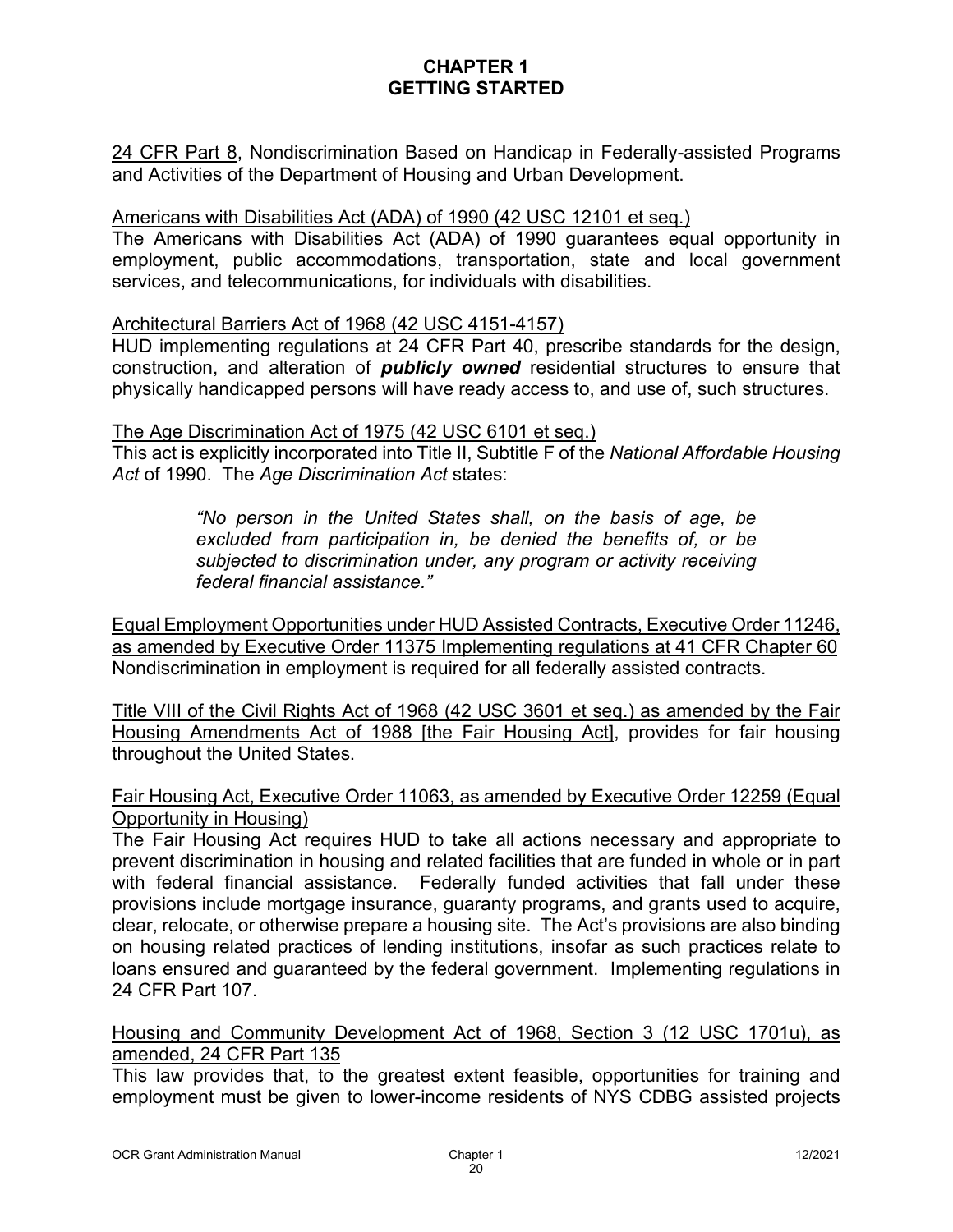# CHAPTER 1
# GETTING STARTED

24 CFR Part 8, Nondiscrimination Based on Handicap in Federally-assisted Programs and Activities of the Department of Housing and Urban Development.

Americans with Disabilities Act (ADA) of 1990 (42 USC 12101 et seq.)
The Americans with Disabilities Act (ADA) of 1990 guarantees equal opportunity in employment, public accommodations, transportation, state and local government services, and telecommunications, for individuals with disabilities.

Architectural Barriers Act of 1968 (42 USC 4151-4157)
HUD implementing regulations at 24 CFR Part 40, prescribe standards for the design, construction, and alteration of ***publicly owned*** residential structures to ensure that physically handicapped persons will have ready access to, and use of, such structures.

The Age Discrimination Act of 1975 (42 USC 6101 et seq.)
This act is explicitly incorporated into Title II, Subtitle F of the *National Affordable Housing Act* of 1990. The *Age Discrimination Act* states:

> *"No person in the United States shall, on the basis of age, be excluded from participation in, be denied the benefits of, or be subjected to discrimination under, any program or activity receiving federal financial assistance."*

Equal Employment Opportunities under HUD Assisted Contracts, Executive Order 11246, as amended by Executive Order 11375 Implementing regulations at 41 CFR Chapter 60
Nondiscrimination in employment is required for all federally assisted contracts.

Title VIII of the Civil Rights Act of 1968 (42 USC 3601 et seq.) as amended by the Fair Housing Amendments Act of 1988 [the Fair Housing Act], provides for fair housing throughout the United States.

Fair Housing Act, Executive Order 11063, as amended by Executive Order 12259 (Equal Opportunity in Housing)
The Fair Housing Act requires HUD to take all actions necessary and appropriate to prevent discrimination in housing and related facilities that are funded in whole or in part with federal financial assistance. Federally funded activities that fall under these provisions include mortgage insurance, guaranty programs, and grants used to acquire, clear, relocate, or otherwise prepare a housing site. The Act's provisions are also binding on housing related practices of lending institutions, insofar as such practices relate to loans ensured and guaranteed by the federal government. Implementing regulations in 24 CFR Part 107.

Housing and Community Development Act of 1968, Section 3 (12 USC 1701u), as amended, 24 CFR Part 135
This law provides that, to the greatest extent feasible, opportunities for training and employment must be given to lower-income residents of NYS CDBG assisted projects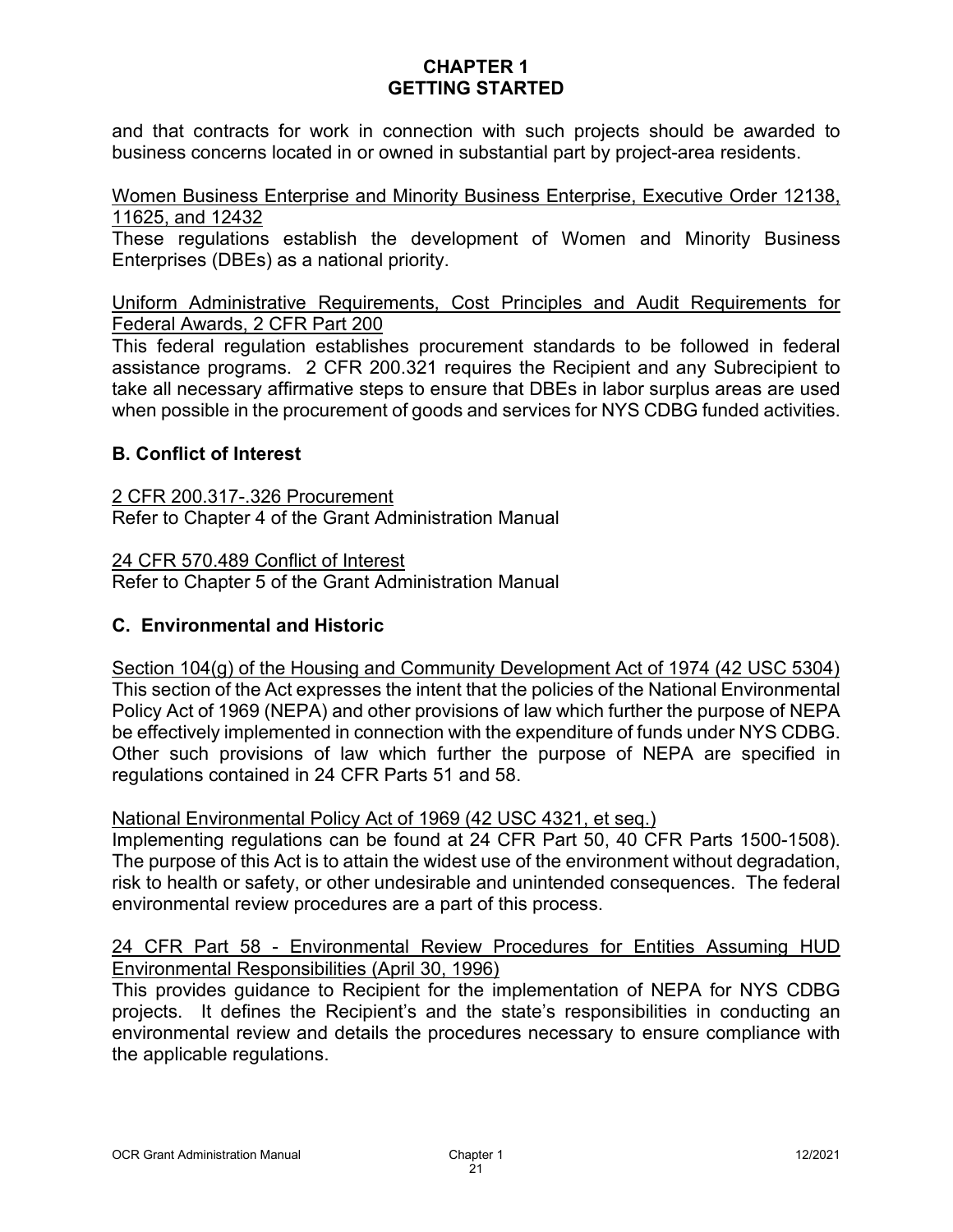and that contracts for work in connection with such projects should be awarded to business concerns located in or owned in substantial part by project-area residents.

Women Business Enterprise and Minority Business Enterprise, Executive Order 12138, 11625, and 12432

These regulations establish the development of Women and Minority Business Enterprises (DBEs) as a national priority.

Uniform Administrative Requirements, Cost Principles and Audit Requirements for Federal Awards, 2 CFR Part 200

This federal regulation establishes procurement standards to be followed in federal assistance programs. 2 CFR 200.321 requires the Recipient and any Subrecipient to take all necessary affirmative steps to ensure that DBEs in labor surplus areas are used when possible in the procurement of goods and services for NYS CDBG funded activities.

### B. Conflict of Interest

2 CFR 200.317-.326 Procurement

Refer to Chapter 4 of the Grant Administration Manual

24 CFR 570.489 Conflict of Interest

Refer to Chapter 5 of the Grant Administration Manual

### C. Environmental and Historic

Section 104(g) of the Housing and Community Development Act of 1974 (42 USC 5304)

This section of the Act expresses the intent that the policies of the National Environmental Policy Act of 1969 (NEPA) and other provisions of law which further the purpose of NEPA be effectively implemented in connection with the expenditure of funds under NYS CDBG. Other such provisions of law which further the purpose of NEPA are specified in regulations contained in 24 CFR Parts 51 and 58.

National Environmental Policy Act of 1969 (42 USC 4321, et seq.)

Implementing regulations can be found at 24 CFR Part 50, 40 CFR Parts 1500-1508). The purpose of this Act is to attain the widest use of the environment without degradation, risk to health or safety, or other undesirable and unintended consequences. The federal environmental review procedures are a part of this process.

24 CFR Part 58 - Environmental Review Procedures for Entities Assuming HUD Environmental Responsibilities (April 30, 1996)

This provides guidance to Recipient for the implementation of NEPA for NYS CDBG projects. It defines the Recipient's and the state's responsibilities in conducting an environmental review and details the procedures necessary to ensure compliance with the applicable regulations.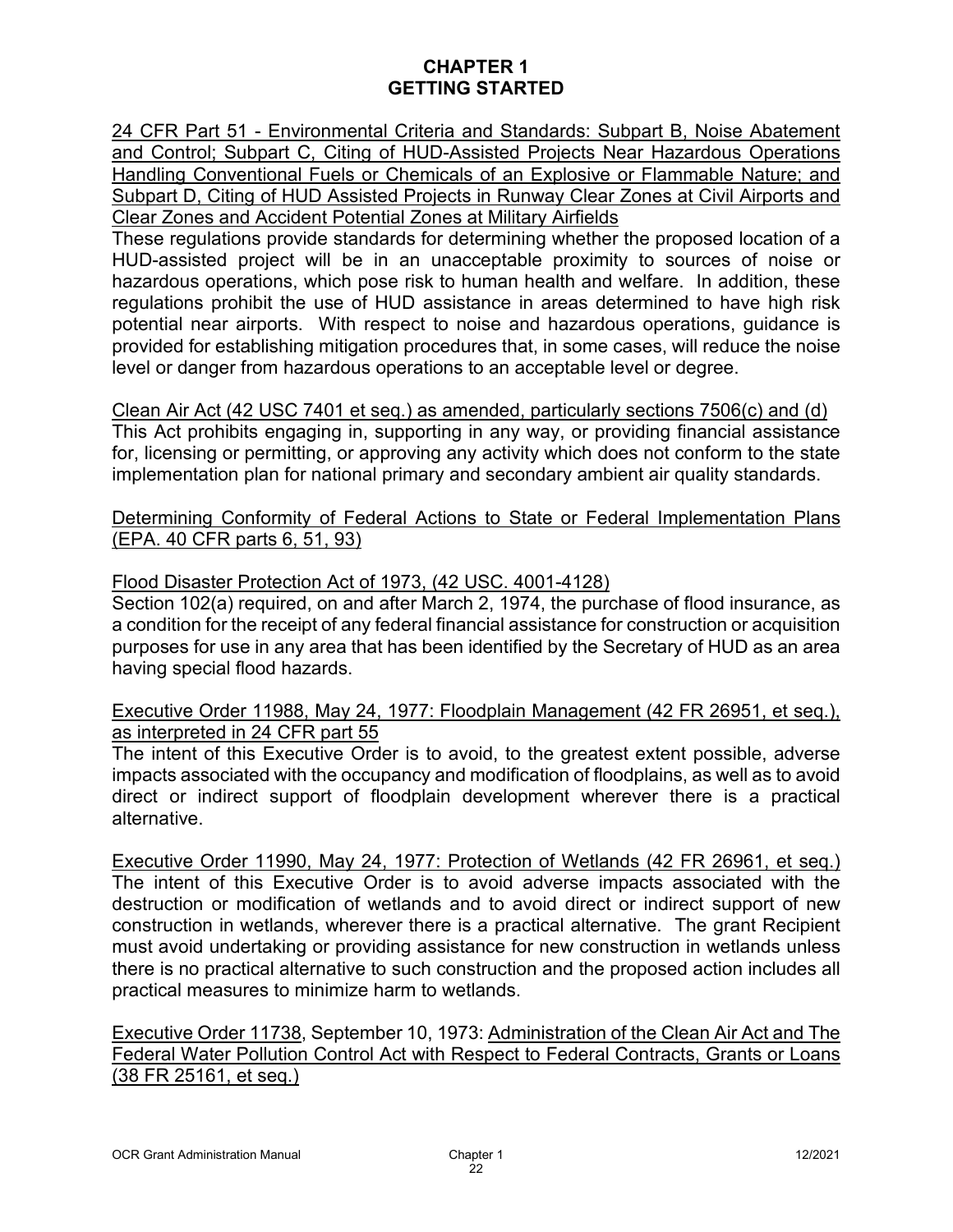## CHAPTER 1
## GETTING STARTED

<u>24 CFR Part 51 - Environmental Criteria and Standards: Subpart B, Noise Abatement and Control; Subpart C, Citing of HUD-Assisted Projects Near Hazardous Operations Handling Conventional Fuels or Chemicals of an Explosive or Flammable Nature; and Subpart D, Citing of HUD Assisted Projects in Runway Clear Zones at Civil Airports and Clear Zones and Accident Potential Zones at Military Airfields</u>

These regulations provide standards for determining whether the proposed location of a HUD-assisted project will be in an unacceptable proximity to sources of noise or hazardous operations, which pose risk to human health and welfare. In addition, these regulations prohibit the use of HUD assistance in areas determined to have high risk potential near airports. With respect to noise and hazardous operations, guidance is provided for establishing mitigation procedures that, in some cases, will reduce the noise level or danger from hazardous operations to an acceptable level or degree.

<u>Clean Air Act (42 USC 7401 et seq.) as amended, particularly sections 7506(c) and (d)</u>

This Act prohibits engaging in, supporting in any way, or providing financial assistance for, licensing or permitting, or approving any activity which does not conform to the state implementation plan for national primary and secondary ambient air quality standards.

<u>Determining Conformity of Federal Actions to State or Federal Implementation Plans (EPA. 40 CFR parts 6, 51, 93)</u>

<u>Flood Disaster Protection Act of 1973, (42 USC. 4001-4128)</u>

Section 102(a) required, on and after March 2, 1974, the purchase of flood insurance, as a condition for the receipt of any federal financial assistance for construction or acquisition purposes for use in any area that has been identified by the Secretary of HUD as an area having special flood hazards.

<u>Executive Order 11988, May 24, 1977: Floodplain Management (42 FR 26951, et seq.), as interpreted in 24 CFR part 55</u>

The intent of this Executive Order is to avoid, to the greatest extent possible, adverse impacts associated with the occupancy and modification of floodplains, as well as to avoid direct or indirect support of floodplain development wherever there is a practical alternative.

<u>Executive Order 11990, May 24, 1977: Protection of Wetlands (42 FR 26961, et seq.)</u>

The intent of this Executive Order is to avoid adverse impacts associated with the destruction or modification of wetlands and to avoid direct or indirect support of new construction in wetlands, wherever there is a practical alternative. The grant Recipient must avoid undertaking or providing assistance for new construction in wetlands unless there is no practical alternative to such construction and the proposed action includes all practical measures to minimize harm to wetlands.

<u>Executive Order 11738</u>, September 10, 1973: <u>Administration of the Clean Air Act and The Federal Water Pollution Control Act with Respect to Federal Contracts, Grants or Loans (38 FR 25161, et seq.)</u>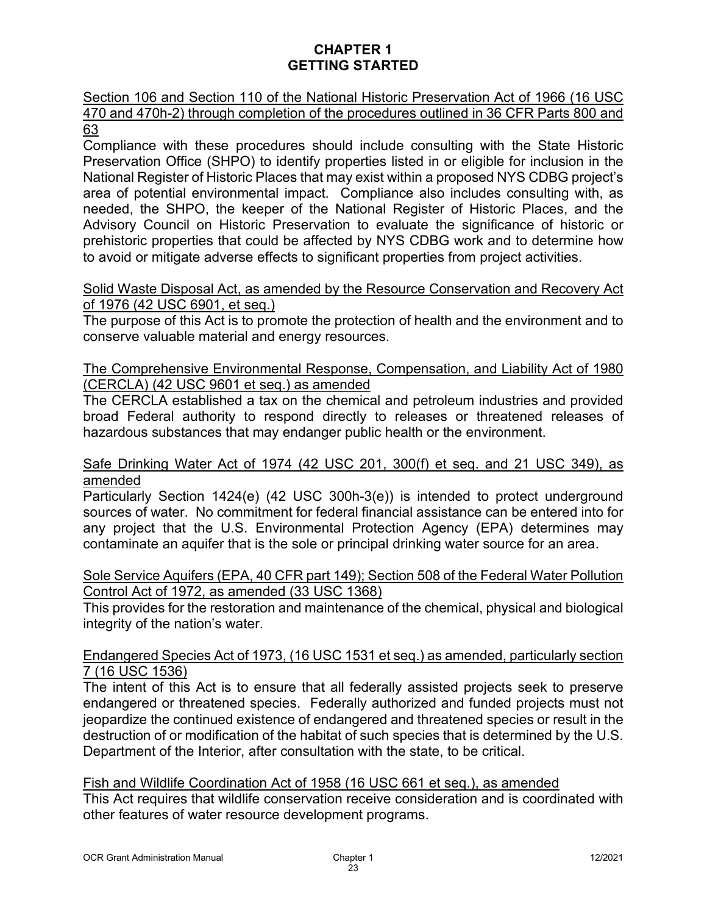# CHAPTER 1
# GETTING STARTED

<u>Section 106 and Section 110 of the National Historic Preservation Act of 1966 (16 USC 470 and 470h-2) through completion of the procedures outlined in 36 CFR Parts 800 and 63</u>

Compliance with these procedures should include consulting with the State Historic Preservation Office (SHPO) to identify properties listed in or eligible for inclusion in the National Register of Historic Places that may exist within a proposed NYS CDBG project's area of potential environmental impact. Compliance also includes consulting with, as needed, the SHPO, the keeper of the National Register of Historic Places, and the Advisory Council on Historic Preservation to evaluate the significance of historic or prehistoric properties that could be affected by NYS CDBG work and to determine how to avoid or mitigate adverse effects to significant properties from project activities.

<u>Solid Waste Disposal Act, as amended by the Resource Conservation and Recovery Act of 1976 (42 USC 6901, et seq.)</u>

The purpose of this Act is to promote the protection of health and the environment and to conserve valuable material and energy resources.

<u>The Comprehensive Environmental Response, Compensation, and Liability Act of 1980 (CERCLA) (42 USC 9601 et seq.) as amended</u>

The CERCLA established a tax on the chemical and petroleum industries and provided broad Federal authority to respond directly to releases or threatened releases of hazardous substances that may endanger public health or the environment.

<u>Safe Drinking Water Act of 1974 (42 USC 201, 300(f) et seq. and 21 USC 349), as amended</u>

Particularly Section 1424(e) (42 USC 300h-3(e)) is intended to protect underground sources of water. No commitment for federal financial assistance can be entered into for any project that the U.S. Environmental Protection Agency (EPA) determines may contaminate an aquifer that is the sole or principal drinking water source for an area.

<u>Sole Service Aquifers (EPA, 40 CFR part 149); Section 508 of the Federal Water Pollution Control Act of 1972, as amended (33 USC 1368)</u>

This provides for the restoration and maintenance of the chemical, physical and biological integrity of the nation's water.

<u>Endangered Species Act of 1973, (16 USC 1531 et seq.) as amended, particularly section 7 (16 USC 1536)</u>

The intent of this Act is to ensure that all federally assisted projects seek to preserve endangered or threatened species. Federally authorized and funded projects must not jeopardize the continued existence of endangered and threatened species or result in the destruction of or modification of the habitat of such species that is determined by the U.S. Department of the Interior, after consultation with the state, to be critical.

<u>Fish and Wildlife Coordination Act of 1958 (16 USC 661 et seq.), as amended</u>

This Act requires that wildlife conservation receive consideration and is coordinated with other features of water resource development programs.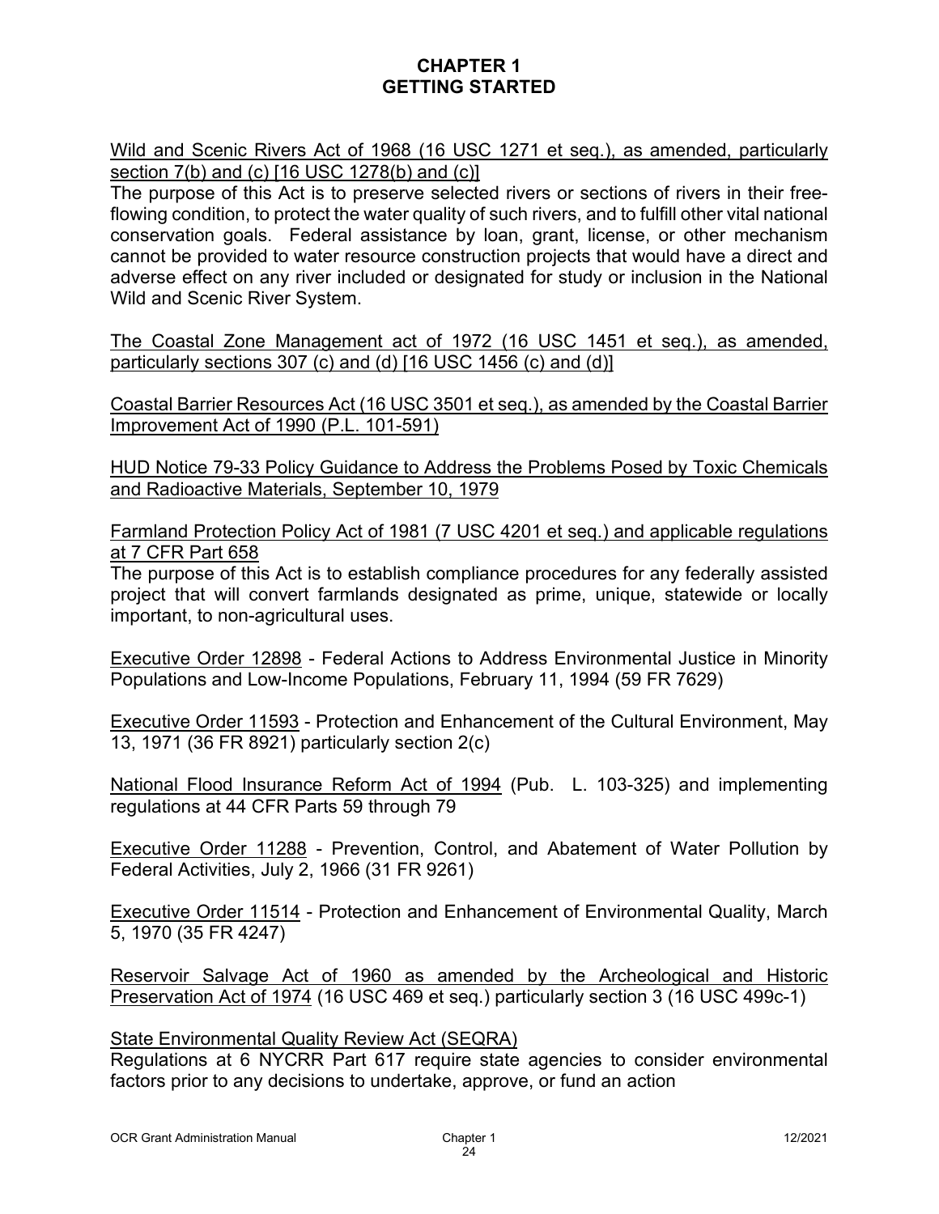# CHAPTER 1
# GETTING STARTED

Wild and Scenic Rivers Act of 1968 (16 USC 1271 et seq.), as amended, particularly section 7(b) and (c) [16 USC 1278(b) and (c)]

The purpose of this Act is to preserve selected rivers or sections of rivers in their free-flowing condition, to protect the water quality of such rivers, and to fulfill other vital national conservation goals. Federal assistance by loan, grant, license, or other mechanism cannot be provided to water resource construction projects that would have a direct and adverse effect on any river included or designated for study or inclusion in the National Wild and Scenic River System.

The Coastal Zone Management act of 1972 (16 USC 1451 et seq.), as amended, particularly sections 307 (c) and (d) [16 USC 1456 (c) and (d)]

Coastal Barrier Resources Act (16 USC 3501 et seq.), as amended by the Coastal Barrier Improvement Act of 1990 (P.L. 101-591)

HUD Notice 79-33 Policy Guidance to Address the Problems Posed by Toxic Chemicals and Radioactive Materials, September 10, 1979

Farmland Protection Policy Act of 1981 (7 USC 4201 et seq.) and applicable regulations at 7 CFR Part 658

The purpose of this Act is to establish compliance procedures for any federally assisted project that will convert farmlands designated as prime, unique, statewide or locally important, to non-agricultural uses.

Executive Order 12898 - Federal Actions to Address Environmental Justice in Minority Populations and Low-Income Populations, February 11, 1994 (59 FR 7629)

Executive Order 11593 - Protection and Enhancement of the Cultural Environment, May 13, 1971 (36 FR 8921) particularly section 2(c)

National Flood Insurance Reform Act of 1994 (Pub. L. 103-325) and implementing regulations at 44 CFR Parts 59 through 79

Executive Order 11288 - Prevention, Control, and Abatement of Water Pollution by Federal Activities, July 2, 1966 (31 FR 9261)

Executive Order 11514 - Protection and Enhancement of Environmental Quality, March 5, 1970 (35 FR 4247)

Reservoir Salvage Act of 1960 as amended by the Archeological and Historic Preservation Act of 1974 (16 USC 469 et seq.) particularly section 3 (16 USC 499c-1)

State Environmental Quality Review Act (SEQRA)

Regulations at 6 NYCRR Part 617 require state agencies to consider environmental factors prior to any decisions to undertake, approve, or fund an action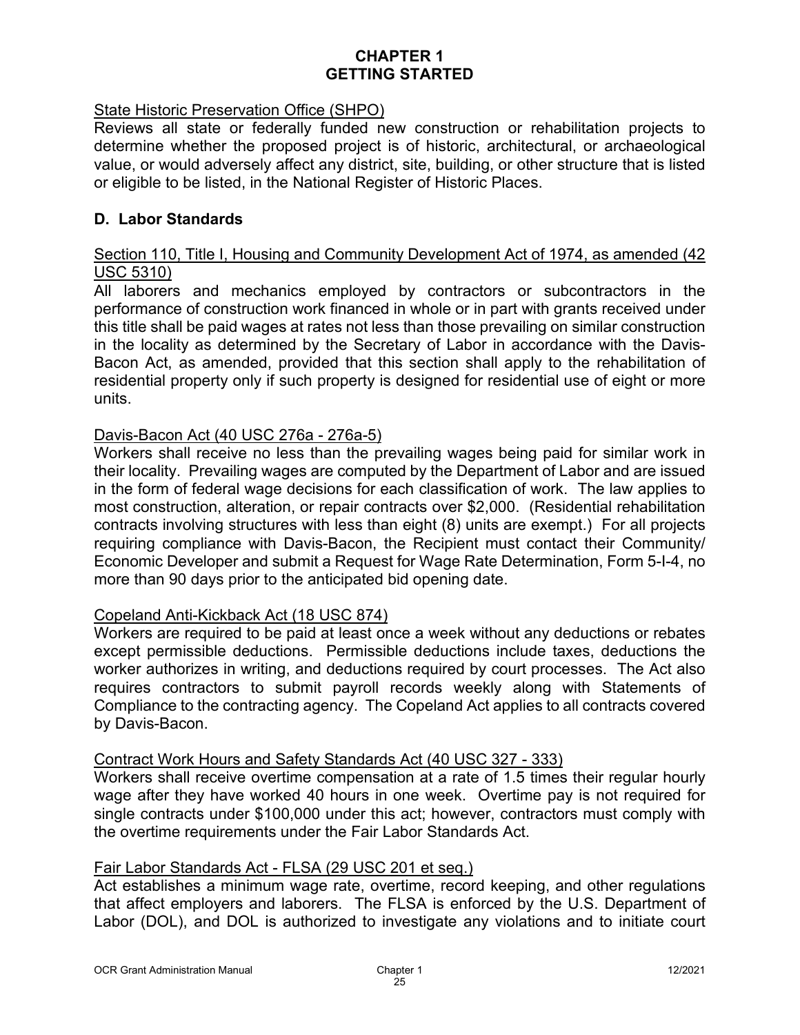# CHAPTER 1
# GETTING STARTED

<u>State Historic Preservation Office (SHPO)</u>
Reviews all state or federally funded new construction or rehabilitation projects to determine whether the proposed project is of historic, architectural, or archaeological value, or would adversely affect any district, site, building, or other structure that is listed or eligible to be listed, in the National Register of Historic Places.

## D. Labor Standards

<u>Section 110, Title I, Housing and Community Development Act of 1974, as amended (42 USC 5310)</u>
All laborers and mechanics employed by contractors or subcontractors in the performance of construction work financed in whole or in part with grants received under this title shall be paid wages at rates not less than those prevailing on similar construction in the locality as determined by the Secretary of Labor in accordance with the Davis-Bacon Act, as amended, provided that this section shall apply to the rehabilitation of residential property only if such property is designed for residential use of eight or more units.

<u>Davis-Bacon Act (40 USC 276a - 276a-5)</u>
Workers shall receive no less than the prevailing wages being paid for similar work in their locality. Prevailing wages are computed by the Department of Labor and are issued in the form of federal wage decisions for each classification of work. The law applies to most construction, alteration, or repair contracts over $2,000. (Residential rehabilitation contracts involving structures with less than eight (8) units are exempt.) For all projects requiring compliance with Davis-Bacon, the Recipient must contact their Community/ Economic Developer and submit a Request for Wage Rate Determination, Form 5-I-4, no more than 90 days prior to the anticipated bid opening date.

<u>Copeland Anti-Kickback Act (18 USC 874)</u>
Workers are required to be paid at least once a week without any deductions or rebates except permissible deductions. Permissible deductions include taxes, deductions the worker authorizes in writing, and deductions required by court processes. The Act also requires contractors to submit payroll records weekly along with Statements of Compliance to the contracting agency. The Copeland Act applies to all contracts covered by Davis-Bacon.

<u>Contract Work Hours and Safety Standards Act (40 USC 327 - 333)</u>
Workers shall receive overtime compensation at a rate of 1.5 times their regular hourly wage after they have worked 40 hours in one week. Overtime pay is not required for single contracts under $100,000 under this act; however, contractors must comply with the overtime requirements under the Fair Labor Standards Act.

<u>Fair Labor Standards Act - FLSA (29 USC 201 et seq.)</u>
Act establishes a minimum wage rate, overtime, record keeping, and other regulations that affect employers and laborers. The FLSA is enforced by the U.S. Department of Labor (DOL), and DOL is authorized to investigate any violations and to initiate court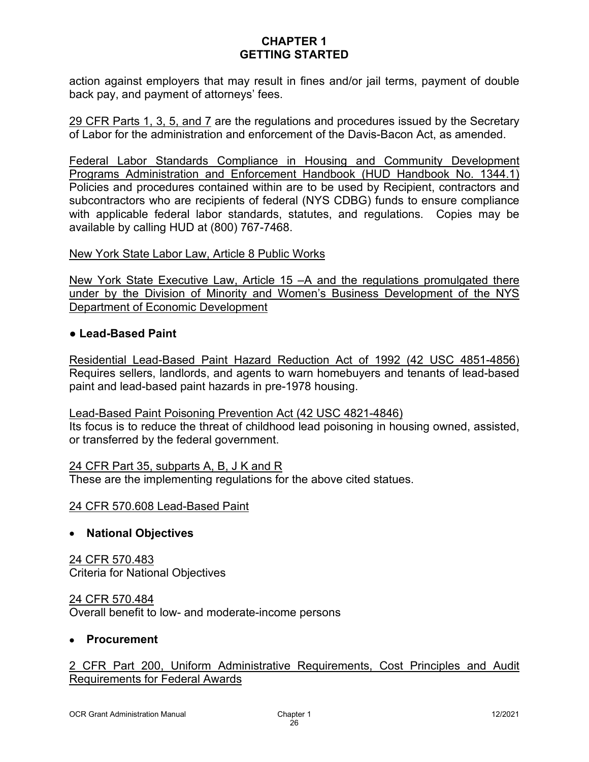action against employers that may result in fines and/or jail terms, payment of double back pay, and payment of attorneys' fees.

29 CFR Parts 1, 3, 5, and 7 are the regulations and procedures issued by the Secretary of Labor for the administration and enforcement of the Davis-Bacon Act, as amended.

Federal Labor Standards Compliance in Housing and Community Development Programs Administration and Enforcement Handbook (HUD Handbook No. 1344.1) Policies and procedures contained within are to be used by Recipient, contractors and subcontractors who are recipients of federal (NYS CDBG) funds to ensure compliance with applicable federal labor standards, statutes, and regulations. Copies may be available by calling HUD at (800) 767-7468.

New York State Labor Law, Article 8 Public Works

New York State Executive Law, Article 15 –A and the regulations promulgated there under by the Division of Minority and Women's Business Development of the NYS Department of Economic Development

- **Lead-Based Paint**

Residential Lead-Based Paint Hazard Reduction Act of 1992 (42 USC 4851-4856) Requires sellers, landlords, and agents to warn homebuyers and tenants of lead-based paint and lead-based paint hazards in pre-1978 housing.

Lead-Based Paint Poisoning Prevention Act (42 USC 4821-4846)
Its focus is to reduce the threat of childhood lead poisoning in housing owned, assisted, or transferred by the federal government.

24 CFR Part 35, subparts A, B, J K and R
These are the implementing regulations for the above cited statues.

24 CFR 570.608 Lead-Based Paint

- **National Objectives**

24 CFR 570.483
Criteria for National Objectives

24 CFR 570.484
Overall benefit to low- and moderate-income persons

- **Procurement**

2 CFR Part 200, Uniform Administrative Requirements, Cost Principles and Audit Requirements for Federal Awards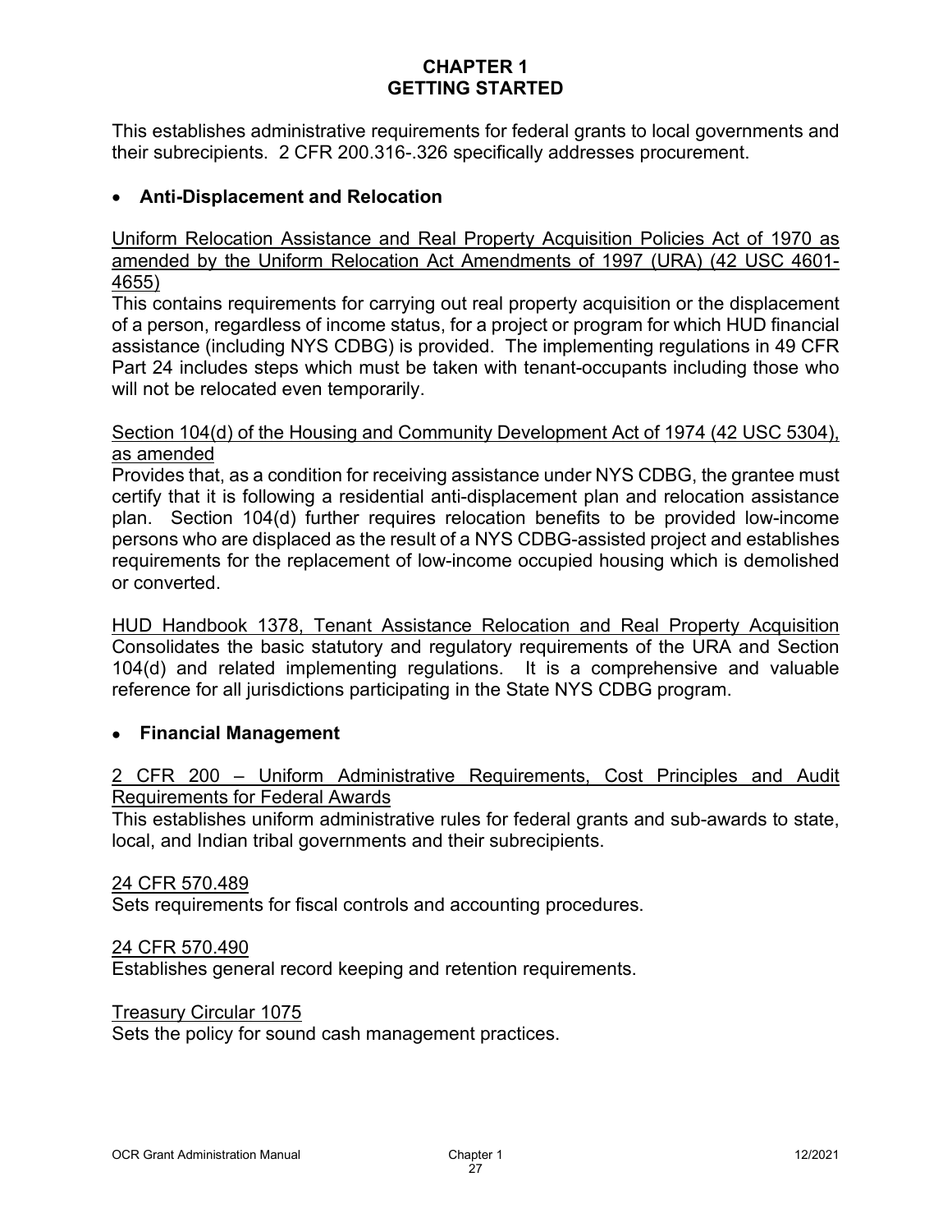# CHAPTER 1
# GETTING STARTED

This establishes administrative requirements for federal grants to local governments and their subrecipients. 2 CFR 200.316-.326 specifically addresses procurement.

- **Anti-Displacement and Relocation**

<u>Uniform Relocation Assistance and Real Property Acquisition Policies Act of 1970 as amended by the Uniform Relocation Act Amendments of 1997 (URA) (42 USC 4601-4655)</u>
This contains requirements for carrying out real property acquisition or the displacement of a person, regardless of income status, for a project or program for which HUD financial assistance (including NYS CDBG) is provided. The implementing regulations in 49 CFR Part 24 includes steps which must be taken with tenant-occupants including those who will not be relocated even temporarily.

<u>Section 104(d) of the Housing and Community Development Act of 1974 (42 USC 5304), as amended</u>
Provides that, as a condition for receiving assistance under NYS CDBG, the grantee must certify that it is following a residential anti-displacement plan and relocation assistance plan. Section 104(d) further requires relocation benefits to be provided low-income persons who are displaced as the result of a NYS CDBG-assisted project and establishes requirements for the replacement of low-income occupied housing which is demolished or converted.

<u>HUD Handbook 1378, Tenant Assistance Relocation and Real Property Acquisition</u>
Consolidates the basic statutory and regulatory requirements of the URA and Section 104(d) and related implementing regulations. It is a comprehensive and valuable reference for all jurisdictions participating in the State NYS CDBG program.

- **Financial Management**

<u>2 CFR 200 – Uniform Administrative Requirements, Cost Principles and Audit Requirements for Federal Awards</u>
This establishes uniform administrative rules for federal grants and sub-awards to state, local, and Indian tribal governments and their subrecipients.

<u>24 CFR 570.489</u>
Sets requirements for fiscal controls and accounting procedures.

<u>24 CFR 570.490</u>
Establishes general record keeping and retention requirements.

<u>Treasury Circular 1075</u>
Sets the policy for sound cash management practices.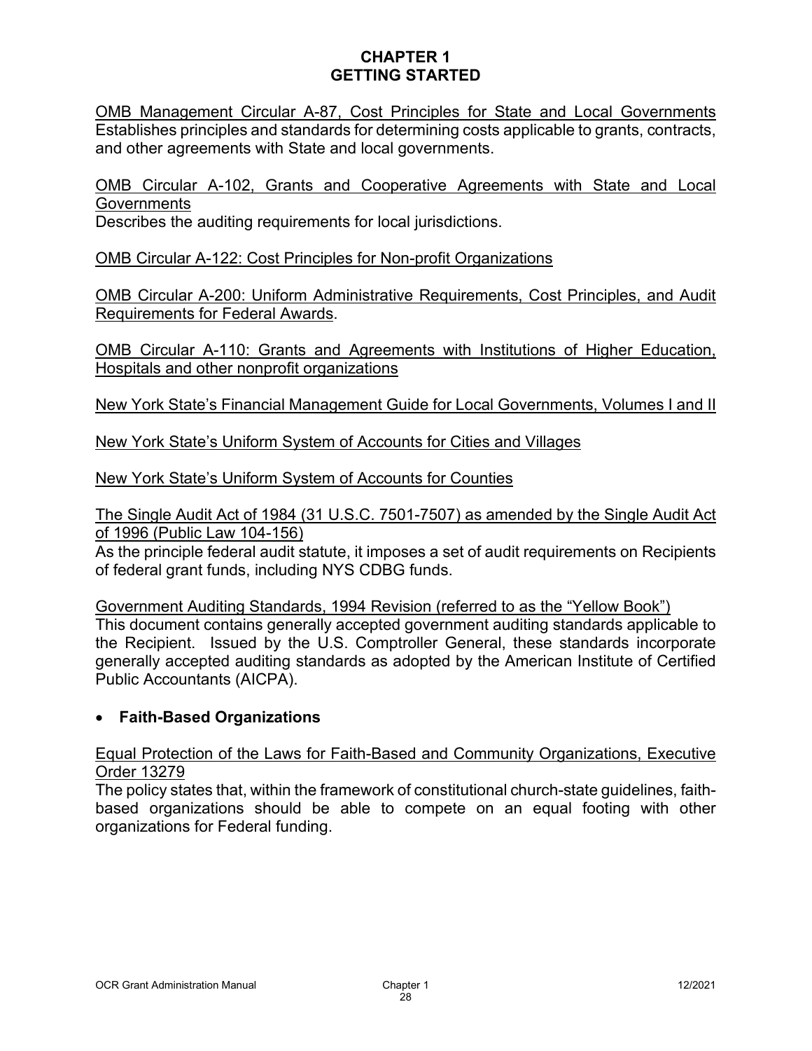# CHAPTER 1
# GETTING STARTED

OMB Management Circular A-87, Cost Principles for State and Local Governments
Establishes principles and standards for determining costs applicable to grants, contracts, and other agreements with State and local governments.

OMB Circular A-102, Grants and Cooperative Agreements with State and Local Governments
Describes the auditing requirements for local jurisdictions.

OMB Circular A-122: Cost Principles for Non-profit Organizations

OMB Circular A-200: Uniform Administrative Requirements, Cost Principles, and Audit Requirements for Federal Awards.

OMB Circular A-110: Grants and Agreements with Institutions of Higher Education, Hospitals and other nonprofit organizations

New York State's Financial Management Guide for Local Governments, Volumes I and II

New York State's Uniform System of Accounts for Cities and Villages

New York State's Uniform System of Accounts for Counties

The Single Audit Act of 1984 (31 U.S.C. 7501-7507) as amended by the Single Audit Act of 1996 (Public Law 104-156)
As the principle federal audit statute, it imposes a set of audit requirements on Recipients of federal grant funds, including NYS CDBG funds.

Government Auditing Standards, 1994 Revision (referred to as the "Yellow Book")
This document contains generally accepted government auditing standards applicable to the Recipient. Issued by the U.S. Comptroller General, these standards incorporate generally accepted auditing standards as adopted by the American Institute of Certified Public Accountants (AICPA).

- **Faith-Based Organizations**

Equal Protection of the Laws for Faith-Based and Community Organizations, Executive Order 13279
The policy states that, within the framework of constitutional church-state guidelines, faith-based organizations should be able to compete on an equal footing with other organizations for Federal funding.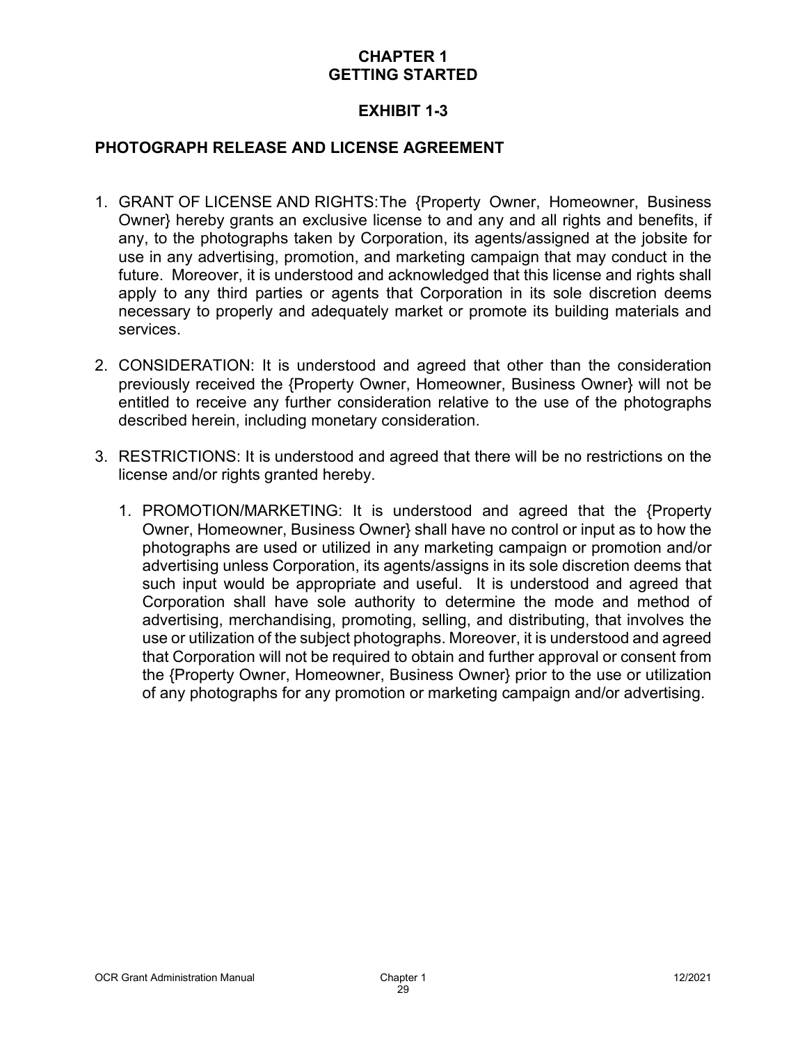# CHAPTER 1
# GETTING STARTED

## EXHIBIT 1-3

### PHOTOGRAPH RELEASE AND LICENSE AGREEMENT

1. GRANT OF LICENSE AND RIGHTS:The {Property Owner, Homeowner, Business Owner} hereby grants an exclusive license to and any and all rights and benefits, if any, to the photographs taken by Corporation, its agents/assigned at the jobsite for use in any advertising, promotion, and marketing campaign that may conduct in the future. Moreover, it is understood and acknowledged that this license and rights shall apply to any third parties or agents that Corporation in its sole discretion deems necessary to properly and adequately market or promote its building materials and services.

2. CONSIDERATION: It is understood and agreed that other than the consideration previously received the {Property Owner, Homeowner, Business Owner} will not be entitled to receive any further consideration relative to the use of the photographs described herein, including monetary consideration.

3. RESTRICTIONS: It is understood and agreed that there will be no restrictions on the license and/or rights granted hereby.

    1. PROMOTION/MARKETING: It is understood and agreed that the {Property Owner, Homeowner, Business Owner} shall have no control or input as to how the photographs are used or utilized in any marketing campaign or promotion and/or advertising unless Corporation, its agents/assigns in its sole discretion deems that such input would be appropriate and useful. It is understood and agreed that Corporation shall have sole authority to determine the mode and method of advertising, merchandising, promoting, selling, and distributing, that involves the use or utilization of the subject photographs. Moreover, it is understood and agreed that Corporation will not be required to obtain and further approval or consent from the {Property Owner, Homeowner, Business Owner} prior to the use or utilization of any photographs for any promotion or marketing campaign and/or advertising.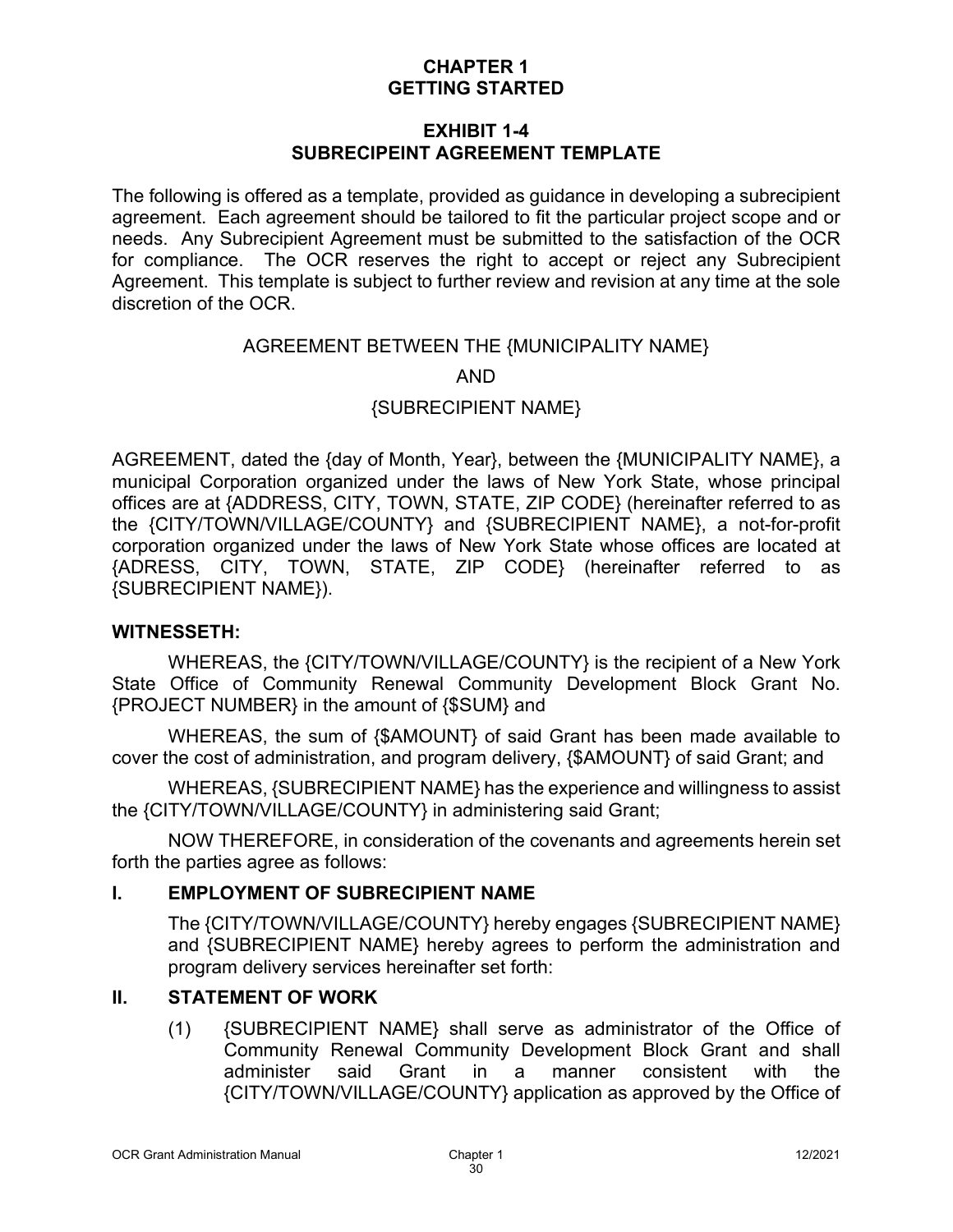# CHAPTER 1
# GETTING STARTED

## EXHIBIT 1-4
## SUBRECIPEINT AGREEMENT TEMPLATE

The following is offered as a template, provided as guidance in developing a subrecipient agreement. Each agreement should be tailored to fit the particular project scope and or needs. Any Subrecipient Agreement must be submitted to the satisfaction of the OCR for compliance. The OCR reserves the right to accept or reject any Subrecipient Agreement. This template is subject to further review and revision at any time at the sole discretion of the OCR.

AGREEMENT BETWEEN THE {MUNICIPALITY NAME}

AND

{SUBRECIPIENT NAME}

AGREEMENT, dated the {day of Month, Year}, between the {MUNICIPALITY NAME}, a municipal Corporation organized under the laws of New York State, whose principal offices are at {ADDRESS, CITY, TOWN, STATE, ZIP CODE} (hereinafter referred to as the {CITY/TOWN/VILLAGE/COUNTY} and {SUBRECIPIENT NAME}, a not-for-profit corporation organized under the laws of New York State whose offices are located at {ADRESS, CITY, TOWN, STATE, ZIP CODE} (hereinafter referred to as {SUBRECIPIENT NAME}).

**WITNESSETH:**

WHEREAS, the {CITY/TOWN/VILLAGE/COUNTY} is the recipient of a New York State Office of Community Renewal Community Development Block Grant No. {PROJECT NUMBER} in the amount of {$SUM} and

WHEREAS, the sum of {$AMOUNT} of said Grant has been made available to cover the cost of administration, and program delivery, {$AMOUNT} of said Grant; and

WHEREAS, {SUBRECIPIENT NAME} has the experience and willingness to assist the {CITY/TOWN/VILLAGE/COUNTY} in administering said Grant;

NOW THEREFORE, in consideration of the covenants and agreements herein set forth the parties agree as follows:

**I. EMPLOYMENT OF SUBRECIPIENT NAME**

The {CITY/TOWN/VILLAGE/COUNTY} hereby engages {SUBRECIPIENT NAME} and {SUBRECIPIENT NAME} hereby agrees to perform the administration and program delivery services hereinafter set forth:

**II. STATEMENT OF WORK**

(1) {SUBRECIPIENT NAME} shall serve as administrator of the Office of Community Renewal Community Development Block Grant and shall administer said Grant in a manner consistent with the {CITY/TOWN/VILLAGE/COUNTY} application as approved by the Office of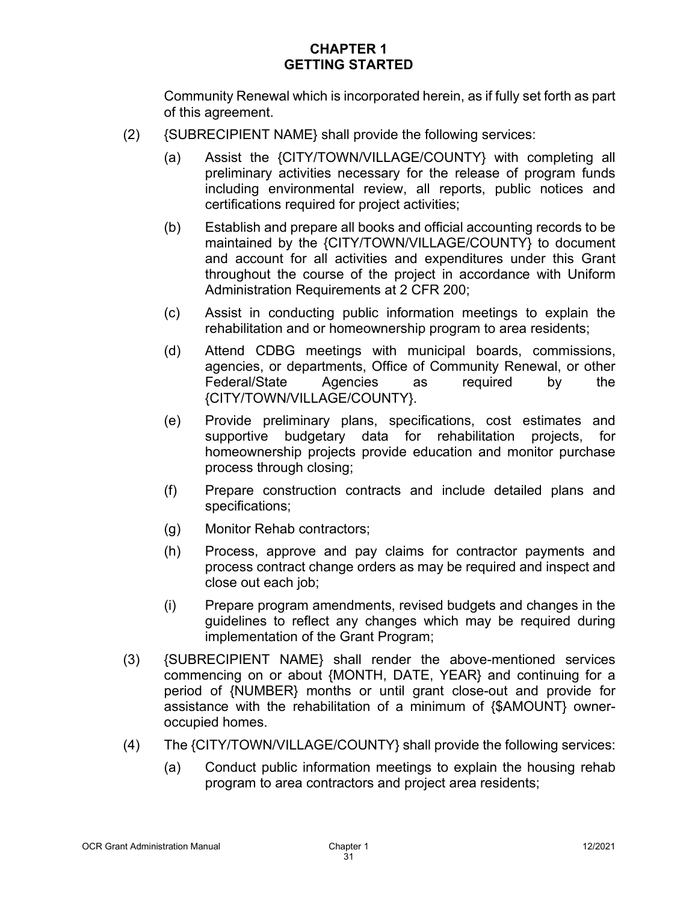Community Renewal which is incorporated herein, as if fully set forth as part of this agreement.

(2) {SUBRECIPIENT NAME} shall provide the following services:

(a) Assist the {CITY/TOWN/VILLAGE/COUNTY} with completing all preliminary activities necessary for the release of program funds including environmental review, all reports, public notices and certifications required for project activities;

(b) Establish and prepare all books and official accounting records to be maintained by the {CITY/TOWN/VILLAGE/COUNTY} to document and account for all activities and expenditures under this Grant throughout the course of the project in accordance with Uniform Administration Requirements at 2 CFR 200;

(c) Assist in conducting public information meetings to explain the rehabilitation and or homeownership program to area residents;

(d) Attend CDBG meetings with municipal boards, commissions, agencies, or departments, Office of Community Renewal, or other Federal/State Agencies as required by the {CITY/TOWN/VILLAGE/COUNTY}.

(e) Provide preliminary plans, specifications, cost estimates and supportive budgetary data for rehabilitation projects, for homeownership projects provide education and monitor purchase process through closing;

(f) Prepare construction contracts and include detailed plans and specifications;

(g) Monitor Rehab contractors;

(h) Process, approve and pay claims for contractor payments and process contract change orders as may be required and inspect and close out each job;

(i) Prepare program amendments, revised budgets and changes in the guidelines to reflect any changes which may be required during implementation of the Grant Program;

(3) {SUBRECIPIENT NAME} shall render the above-mentioned services commencing on or about {MONTH, DATE, YEAR} and continuing for a period of {NUMBER} months or until grant close-out and provide for assistance with the rehabilitation of a minimum of {$AMOUNT} owner-occupied homes.

(4) The {CITY/TOWN/VILLAGE/COUNTY} shall provide the following services:

(a) Conduct public information meetings to explain the housing rehab program to area contractors and project area residents;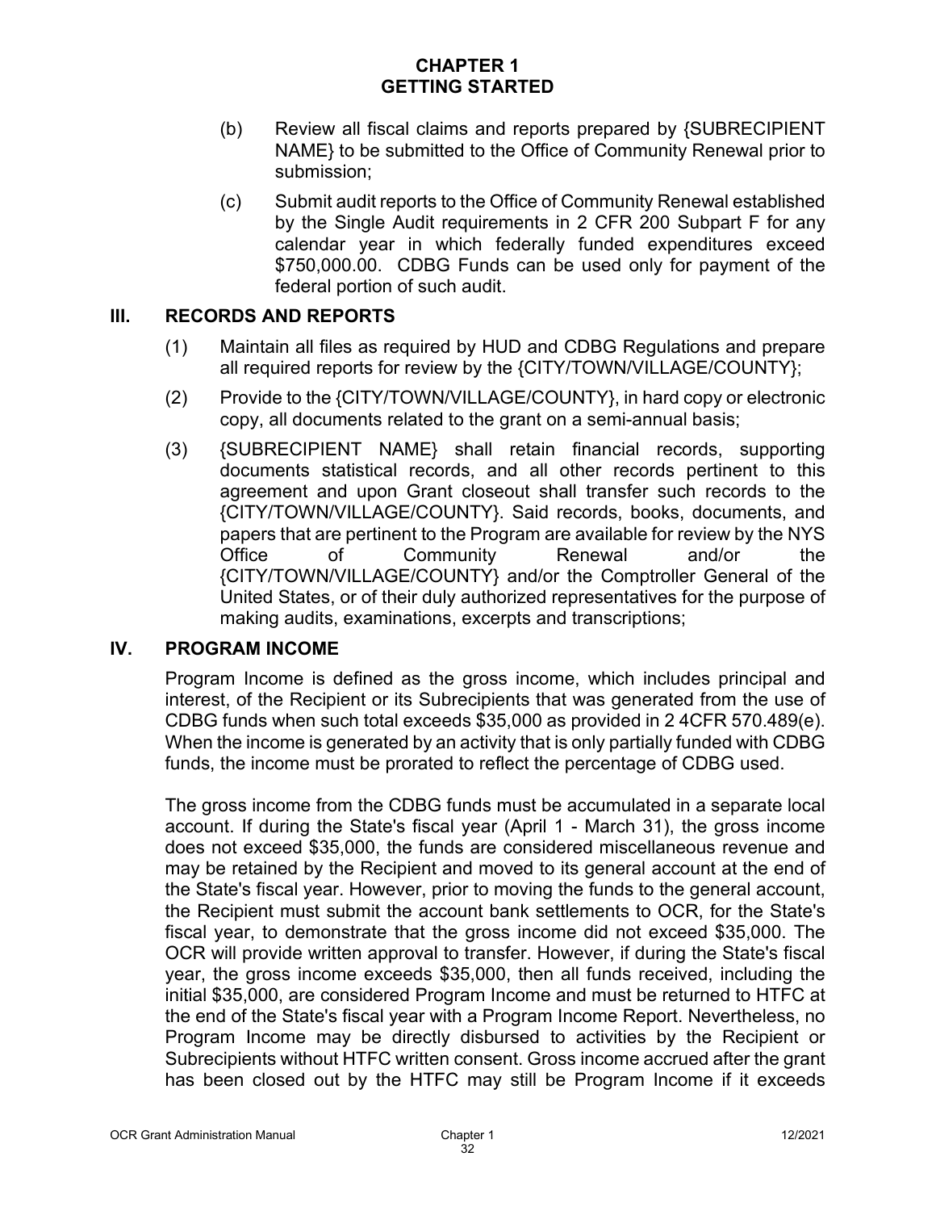# CHAPTER 1
# GETTING STARTED

(b) Review all fiscal claims and reports prepared by {SUBRECIPIENT NAME} to be submitted to the Office of Community Renewal prior to submission;

(c) Submit audit reports to the Office of Community Renewal established by the Single Audit requirements in 2 CFR 200 Subpart F for any calendar year in which federally funded expenditures exceed $750,000.00. CDBG Funds can be used only for payment of the federal portion of such audit.

## III. RECORDS AND REPORTS

(1) Maintain all files as required by HUD and CDBG Regulations and prepare all required reports for review by the {CITY/TOWN/VILLAGE/COUNTY};

(2) Provide to the {CITY/TOWN/VILLAGE/COUNTY}, in hard copy or electronic copy, all documents related to the grant on a semi-annual basis;

(3) {SUBRECIPIENT NAME} shall retain financial records, supporting documents statistical records, and all other records pertinent to this agreement and upon Grant closeout shall transfer such records to the {CITY/TOWN/VILLAGE/COUNTY}. Said records, books, documents, and papers that are pertinent to the Program are available for review by the NYS Office of Community Renewal and/or the {CITY/TOWN/VILLAGE/COUNTY} and/or the Comptroller General of the United States, or of their duly authorized representatives for the purpose of making audits, examinations, excerpts and transcriptions;

## IV. PROGRAM INCOME

Program Income is defined as the gross income, which includes principal and interest, of the Recipient or its Subrecipients that was generated from the use of CDBG funds when such total exceeds $35,000 as provided in 2 4CFR 570.489(e). When the income is generated by an activity that is only partially funded with CDBG funds, the income must be prorated to reflect the percentage of CDBG used.

The gross income from the CDBG funds must be accumulated in a separate local account. If during the State's fiscal year (April 1 - March 31), the gross income does not exceed $35,000, the funds are considered miscellaneous revenue and may be retained by the Recipient and moved to its general account at the end of the State's fiscal year. However, prior to moving the funds to the general account, the Recipient must submit the account bank settlements to OCR, for the State's fiscal year, to demonstrate that the gross income did not exceed $35,000. The OCR will provide written approval to transfer. However, if during the State's fiscal year, the gross income exceeds $35,000, then all funds received, including the initial $35,000, are considered Program Income and must be returned to HTFC at the end of the State's fiscal year with a Program Income Report. Nevertheless, no Program Income may be directly disbursed to activities by the Recipient or Subrecipients without HTFC written consent. Gross income accrued after the grant has been closed out by the HTFC may still be Program Income if it exceeds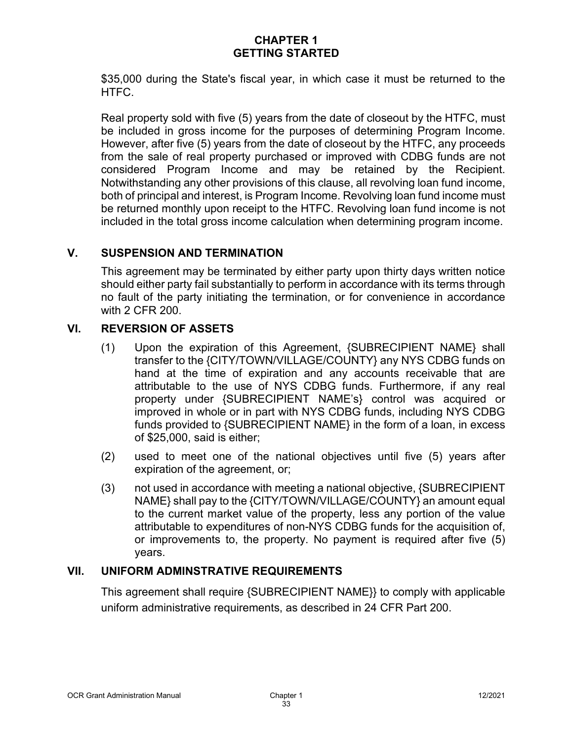$35,000 during the State's fiscal year, in which case it must be returned to the HTFC.

Real property sold with five (5) years from the date of closeout by the HTFC, must be included in gross income for the purposes of determining Program Income. However, after five (5) years from the date of closeout by the HTFC, any proceeds from the sale of real property purchased or improved with CDBG funds are not considered Program Income and may be retained by the Recipient. Notwithstanding any other provisions of this clause, all revolving loan fund income, both of principal and interest, is Program Income. Revolving loan fund income must be returned monthly upon receipt to the HTFC. Revolving loan fund income is not included in the total gross income calculation when determining program income.

## V. SUSPENSION AND TERMINATION

This agreement may be terminated by either party upon thirty days written notice should either party fail substantially to perform in accordance with its terms through no fault of the party initiating the termination, or for convenience in accordance with 2 CFR 200.

## VI. REVERSION OF ASSETS

(1) Upon the expiration of this Agreement, {SUBRECIPIENT NAME} shall transfer to the {CITY/TOWN/VILLAGE/COUNTY} any NYS CDBG funds on hand at the time of expiration and any accounts receivable that are attributable to the use of NYS CDBG funds. Furthermore, if any real property under {SUBRECIPIENT NAME's} control was acquired or improved in whole or in part with NYS CDBG funds, including NYS CDBG funds provided to {SUBRECIPIENT NAME} in the form of a loan, in excess of $25,000, said is either;

(2) used to meet one of the national objectives until five (5) years after expiration of the agreement, or;

(3) not used in accordance with meeting a national objective, {SUBRECIPIENT NAME} shall pay to the {CITY/TOWN/VILLAGE/COUNTY} an amount equal to the current market value of the property, less any portion of the value attributable to expenditures of non-NYS CDBG funds for the acquisition of, or improvements to, the property. No payment is required after five (5) years.

## VII. UNIFORM ADMINSTRATIVE REQUIREMENTS

This agreement shall require {SUBRECIPIENT NAME}} to comply with applicable uniform administrative requirements, as described in 24 CFR Part 200.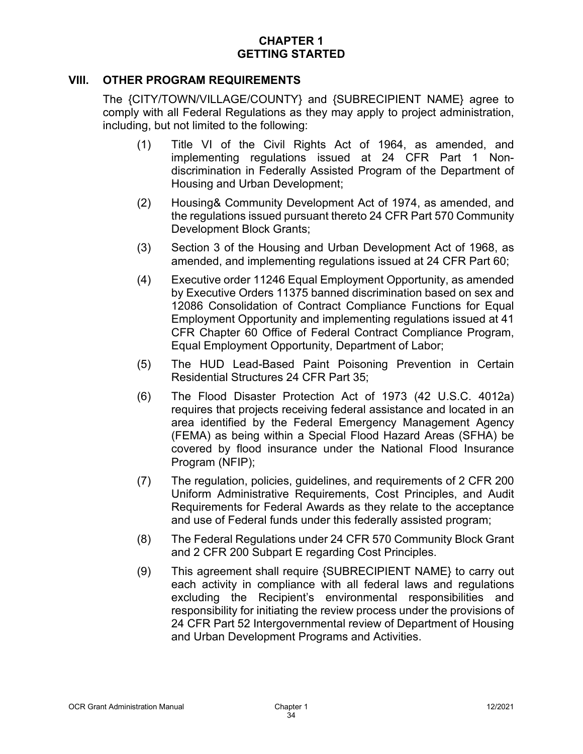# CHAPTER 1
# GETTING STARTED

## VIII. OTHER PROGRAM REQUIREMENTS

The {CITY/TOWN/VILLAGE/COUNTY} and {SUBRECIPIENT NAME} agree to comply with all Federal Regulations as they may apply to project administration, including, but not limited to the following:

(1) Title VI of the Civil Rights Act of 1964, as amended, and implementing regulations issued at 24 CFR Part 1 Non-discrimination in Federally Assisted Program of the Department of Housing and Urban Development;

(2) Housing& Community Development Act of 1974, as amended, and the regulations issued pursuant thereto 24 CFR Part 570 Community Development Block Grants;

(3) Section 3 of the Housing and Urban Development Act of 1968, as amended, and implementing regulations issued at 24 CFR Part 60;

(4) Executive order 11246 Equal Employment Opportunity, as amended by Executive Orders 11375 banned discrimination based on sex and 12086 Consolidation of Contract Compliance Functions for Equal Employment Opportunity and implementing regulations issued at 41 CFR Chapter 60 Office of Federal Contract Compliance Program, Equal Employment Opportunity, Department of Labor;

(5) The HUD Lead-Based Paint Poisoning Prevention in Certain Residential Structures 24 CFR Part 35;

(6) The Flood Disaster Protection Act of 1973 (42 U.S.C. 4012a) requires that projects receiving federal assistance and located in an area identified by the Federal Emergency Management Agency (FEMA) as being within a Special Flood Hazard Areas (SFHA) be covered by flood insurance under the National Flood Insurance Program (NFIP);

(7) The regulation, policies, guidelines, and requirements of 2 CFR 200 Uniform Administrative Requirements, Cost Principles, and Audit Requirements for Federal Awards as they relate to the acceptance and use of Federal funds under this federally assisted program;

(8) The Federal Regulations under 24 CFR 570 Community Block Grant and 2 CFR 200 Subpart E regarding Cost Principles.

(9) This agreement shall require {SUBRECIPIENT NAME} to carry out each activity in compliance with all federal laws and regulations excluding the Recipient's environmental responsibilities and responsibility for initiating the review process under the provisions of 24 CFR Part 52 Intergovernmental review of Department of Housing and Urban Development Programs and Activities.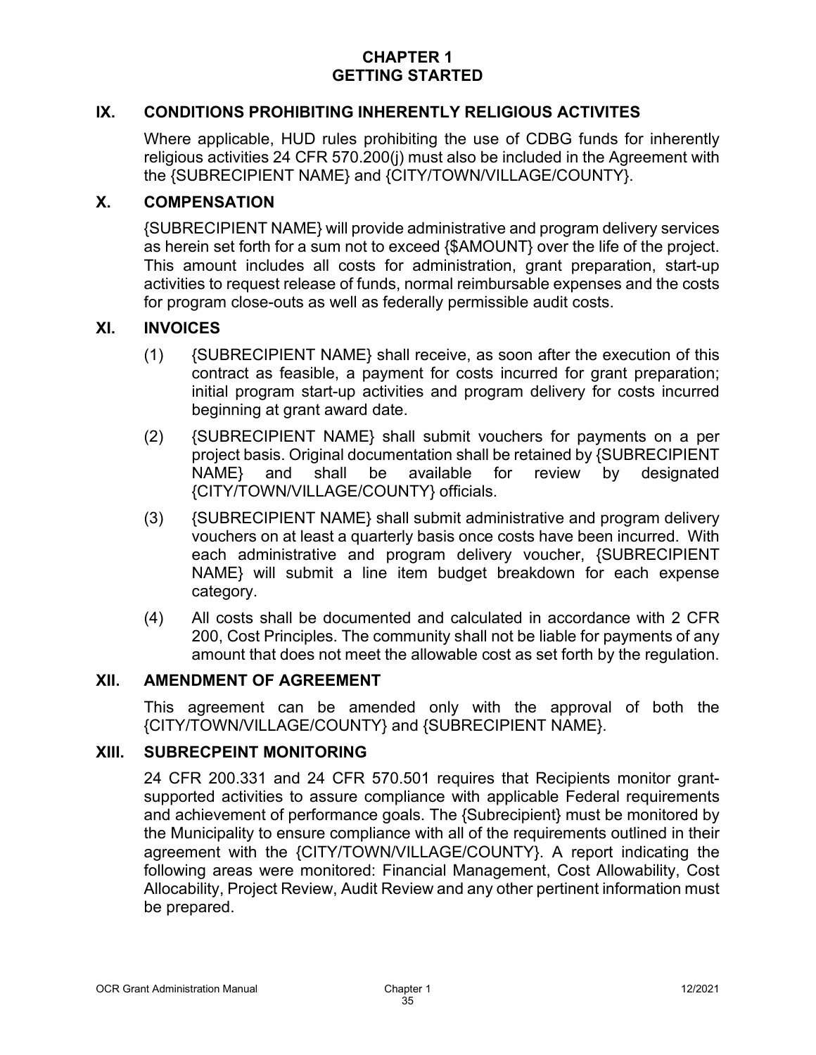# CHAPTER 1
# GETTING STARTED

## IX. CONDITIONS PROHIBITING INHERENTLY RELIGIOUS ACTIVITES

Where applicable, HUD rules prohibiting the use of CDBG funds for inherently religious activities 24 CFR 570.200(j) must also be included in the Agreement with the {SUBRECIPIENT NAME} and {CITY/TOWN/VILLAGE/COUNTY}.

## X. COMPENSATION

{SUBRECIPIENT NAME} will provide administrative and program delivery services as herein set forth for a sum not to exceed {$AMOUNT} over the life of the project. This amount includes all costs for administration, grant preparation, start-up activities to request release of funds, normal reimbursable expenses and the costs for program close-outs as well as federally permissible audit costs.

## XI. INVOICES

(1) {SUBRECIPIENT NAME} shall receive, as soon after the execution of this contract as feasible, a payment for costs incurred for grant preparation; initial program start-up activities and program delivery for costs incurred beginning at grant award date.

(2) {SUBRECIPIENT NAME} shall submit vouchers for payments on a per project basis. Original documentation shall be retained by {SUBRECIPIENT NAME} and shall be available for review by designated {CITY/TOWN/VILLAGE/COUNTY} officials.

(3) {SUBRECIPIENT NAME} shall submit administrative and program delivery vouchers on at least a quarterly basis once costs have been incurred. With each administrative and program delivery voucher, {SUBRECIPIENT NAME} will submit a line item budget breakdown for each expense category.

(4) All costs shall be documented and calculated in accordance with 2 CFR 200, Cost Principles. The community shall not be liable for payments of any amount that does not meet the allowable cost as set forth by the regulation.

## XII. AMENDMENT OF AGREEMENT

This agreement can be amended only with the approval of both the {CITY/TOWN/VILLAGE/COUNTY} and {SUBRECIPIENT NAME}.

## XIII. SUBRECPEINT MONITORING

24 CFR 200.331 and 24 CFR 570.501 requires that Recipients monitor grant-supported activities to assure compliance with applicable Federal requirements and achievement of performance goals. The {Subrecipient} must be monitored by the Municipality to ensure compliance with all of the requirements outlined in their agreement with the {CITY/TOWN/VILLAGE/COUNTY}. A report indicating the following areas were monitored: Financial Management, Cost Allowability, Cost Allocability, Project Review, Audit Review and any other pertinent information must be prepared.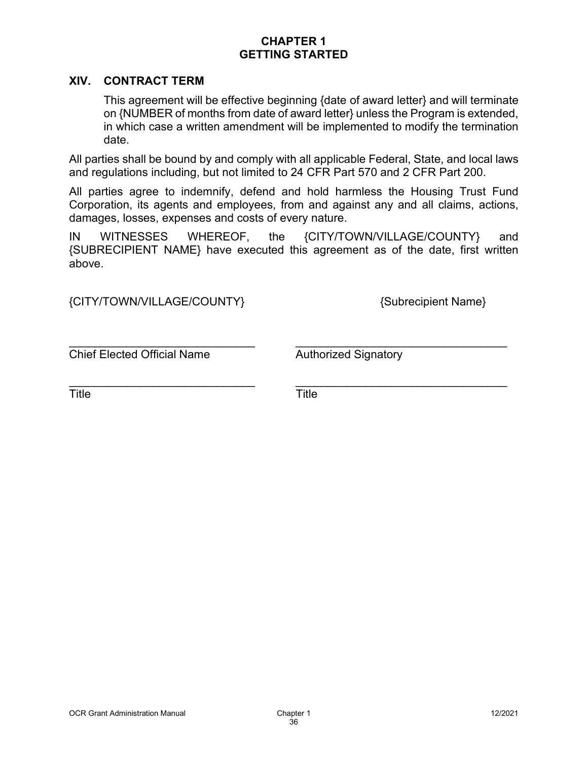## XIV. CONTRACT TERM

This agreement will be effective beginning {date of award letter} and will terminate on {NUMBER of months from date of award letter} unless the Program is extended, in which case a written amendment will be implemented to modify the termination date.

All parties shall be bound by and comply with all applicable Federal, State, and local laws and regulations including, but not limited to 24 CFR Part 570 and 2 CFR Part 200.

All parties agree to indemnify, defend and hold harmless the Housing Trust Fund Corporation, its agents and employees, from and against any and all claims, actions, damages, losses, expenses and costs of every nature.

IN WITNESSES WHEREOF, the {CITY/TOWN/VILLAGE/COUNTY} and {SUBRECIPIENT NAME} have executed this agreement as of the date, first written above.

| | |
|---|---|
| {CITY/TOWN/VILLAGE/COUNTY} | {Subrecipient Name} |
| ______________________________ | ______________________________ |
| Chief Elected Official Name | Authorized Signatory |
| ______________________________ | ______________________________ |
| Title | Title |